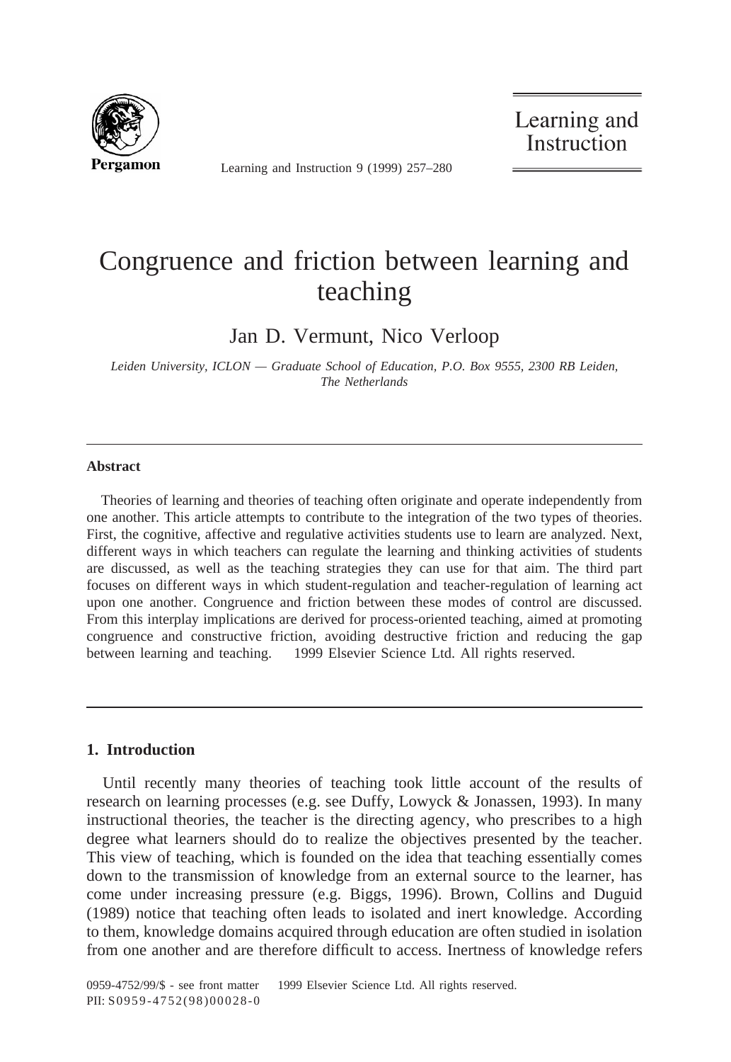# Congruence and friction between learning and teaching

Jan D. Vermunt, Nico Verloop

*Leiden University, ICLON — Graduate School of Education, P.O. Box 9555, 2300 RB Leiden, The Netherlands*

---

**Abstract**

Theories of learning and theories of teaching often originate and operate independently from one another. This article attempts to contribute to the integration of the two types of theories. First, the cognitive, affective and regulative activities students use to learn are analyzed. Next, different ways in which teachers can regulate the learning and thinking activities of students are discussed, as well as the teaching strategies they can use for that aim. The third part focuses on different ways in which student-regulation and teacher-regulation of learning act upon one another. Congruence and friction between these modes of control are discussed. From this interplay implications are derived for process-oriented teaching, aimed at promoting congruence and constructive friction, avoiding destructive friction and reducing the gap between learning and teaching. © 1999 Elsevier Science Ltd. All rights reserved.

---

## 1. Introduction

Until recently many theories of teaching took little account of the results of research on learning processes (e.g. see Duffy, Lowyck & Jonassen, 1993). In many instructional theories, the teacher is the directing agency, who prescribes to a high degree what learners should do to realize the objectives presented by the teacher. This view of teaching, which is founded on the idea that teaching essentially comes down to the transmission of knowledge from an external source to the learner, has come under increasing pressure (e.g. Biggs, 1996). Brown, Collins and Duguid (1989) notice that teaching often leads to isolated and inert knowledge. According to them, knowledge domains acquired through education are often studied in isolation from one another and are therefore difficult to access. Inertness of knowledge refers

0959-4752/99/$ - see front matter © 1999 Elsevier Science Ltd. All rights reserved.
PII: S0959-4752(98)00028-0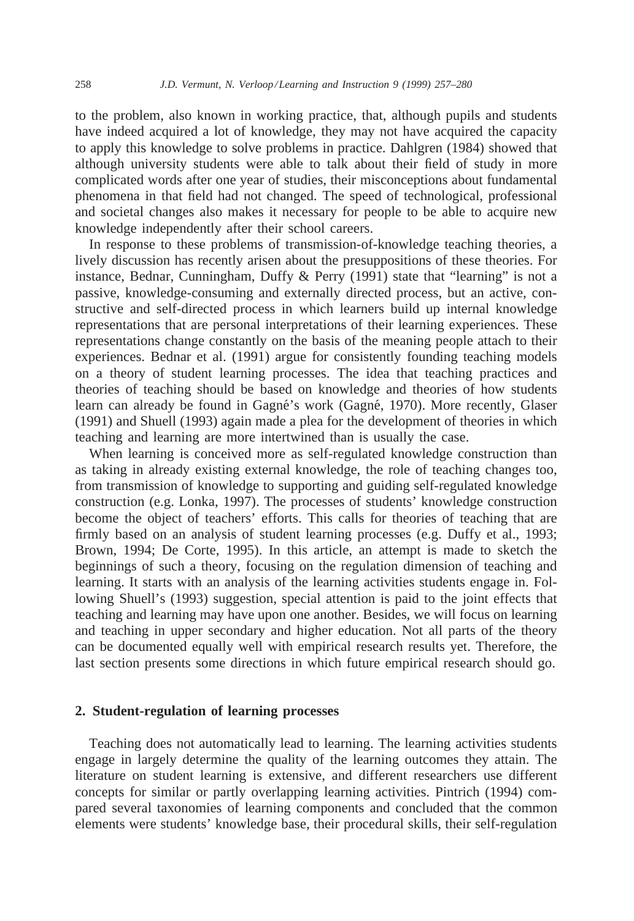to the problem, also known in working practice, that, although pupils and students have indeed acquired a lot of knowledge, they may not have acquired the capacity to apply this knowledge to solve problems in practice. Dahlgren (1984) showed that although university students were able to talk about their field of study in more complicated words after one year of studies, their misconceptions about fundamental phenomena in that field had not changed. The speed of technological, professional and societal changes also makes it necessary for people to be able to acquire new knowledge independently after their school careers.

In response to these problems of transmission-of-knowledge teaching theories, a lively discussion has recently arisen about the presuppositions of these theories. For instance, Bednar, Cunningham, Duffy & Perry (1991) state that "learning" is not a passive, knowledge-consuming and externally directed process, but an active, constructive and self-directed process in which learners build up internal knowledge representations that are personal interpretations of their learning experiences. These representations change constantly on the basis of the meaning people attach to their experiences. Bednar et al. (1991) argue for consistently founding teaching models on a theory of student learning processes. The idea that teaching practices and theories of teaching should be based on knowledge and theories of how students learn can already be found in Gagné's work (Gagné, 1970). More recently, Glaser (1991) and Shuell (1993) again made a plea for the development of theories in which teaching and learning are more intertwined than is usually the case.

When learning is conceived more as self-regulated knowledge construction than as taking in already existing external knowledge, the role of teaching changes too, from transmission of knowledge to supporting and guiding self-regulated knowledge construction (e.g. Lonka, 1997). The processes of students' knowledge construction become the object of teachers' efforts. This calls for theories of teaching that are firmly based on an analysis of student learning processes (e.g. Duffy et al., 1993; Brown, 1994; De Corte, 1995). In this article, an attempt is made to sketch the beginnings of such a theory, focusing on the regulation dimension of teaching and learning. It starts with an analysis of the learning activities students engage in. Following Shuell's (1993) suggestion, special attention is paid to the joint effects that teaching and learning may have upon one another. Besides, we will focus on learning and teaching in upper secondary and higher education. Not all parts of the theory can be documented equally well with empirical research results yet. Therefore, the last section presents some directions in which future empirical research should go.

## 2. Student-regulation of learning processes

Teaching does not automatically lead to learning. The learning activities students engage in largely determine the quality of the learning outcomes they attain. The literature on student learning is extensive, and different researchers use different concepts for similar or partly overlapping learning activities. Pintrich (1994) compared several taxonomies of learning components and concluded that the common elements were students' knowledge base, their procedural skills, their self-regulation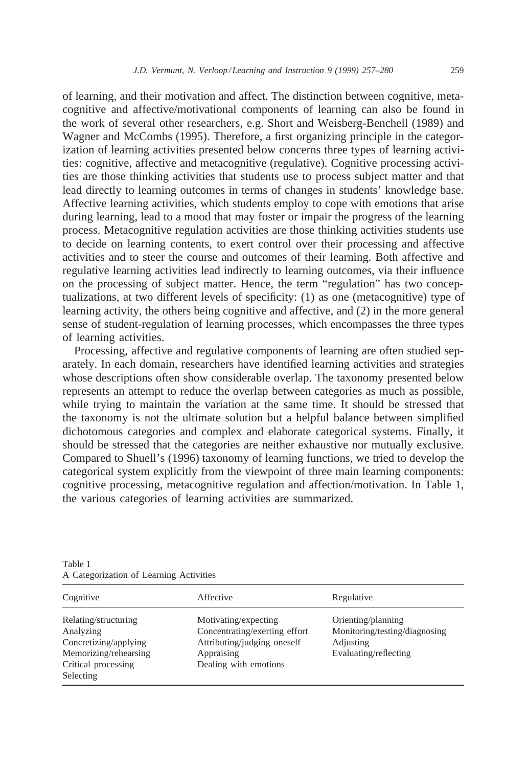of learning, and their motivation and affect. The distinction between cognitive, metacognitive and affective/motivational components of learning can also be found in the work of several other researchers, e.g. Short and Weisberg-Benchell (1989) and Wagner and McCombs (1995). Therefore, a first organizing principle in the categorization of learning activities presented below concerns three types of learning activities: cognitive, affective and metacognitive (regulative). Cognitive processing activities are those thinking activities that students use to process subject matter and that lead directly to learning outcomes in terms of changes in students' knowledge base. Affective learning activities, which students employ to cope with emotions that arise during learning, lead to a mood that may foster or impair the progress of the learning process. Metacognitive regulation activities are those thinking activities students use to decide on learning contents, to exert control over their processing and affective activities and to steer the course and outcomes of their learning. Both affective and regulative learning activities lead indirectly to learning outcomes, via their influence on the processing of subject matter. Hence, the term "regulation" has two conceptualizations, at two different levels of specificity: (1) as one (metacognitive) type of learning activity, the others being cognitive and affective, and (2) in the more general sense of student-regulation of learning processes, which encompasses the three types of learning activities.

Processing, affective and regulative components of learning are often studied separately. In each domain, researchers have identified learning activities and strategies whose descriptions often show considerable overlap. The taxonomy presented below represents an attempt to reduce the overlap between categories as much as possible, while trying to maintain the variation at the same time. It should be stressed that the taxonomy is not the ultimate solution but a helpful balance between simplified dichotomous categories and complex and elaborate categorical systems. Finally, it should be stressed that the categories are neither exhaustive nor mutually exclusive. Compared to Shuell's (1996) taxonomy of learning functions, we tried to develop the categorical system explicitly from the viewpoint of three main learning components: cognitive processing, metacognitive regulation and affection/motivation. In Table 1, the various categories of learning activities are summarized.

Table 1
A Categorization of Learning Activities

| Cognitive | Affective | Regulative |
|---|---|---|
| Relating/structuring | Motivating/expecting | Orienting/planning |
| Analyzing | Concentrating/exerting effort | Monitoring/testing/diagnosing |
| Concretizing/applying | Attributing/judging oneself | Adjusting |
| Memorizing/rehearsing | Appraising | Evaluating/reflecting |
| Critical processing | Dealing with emotions | |
| Selecting | | |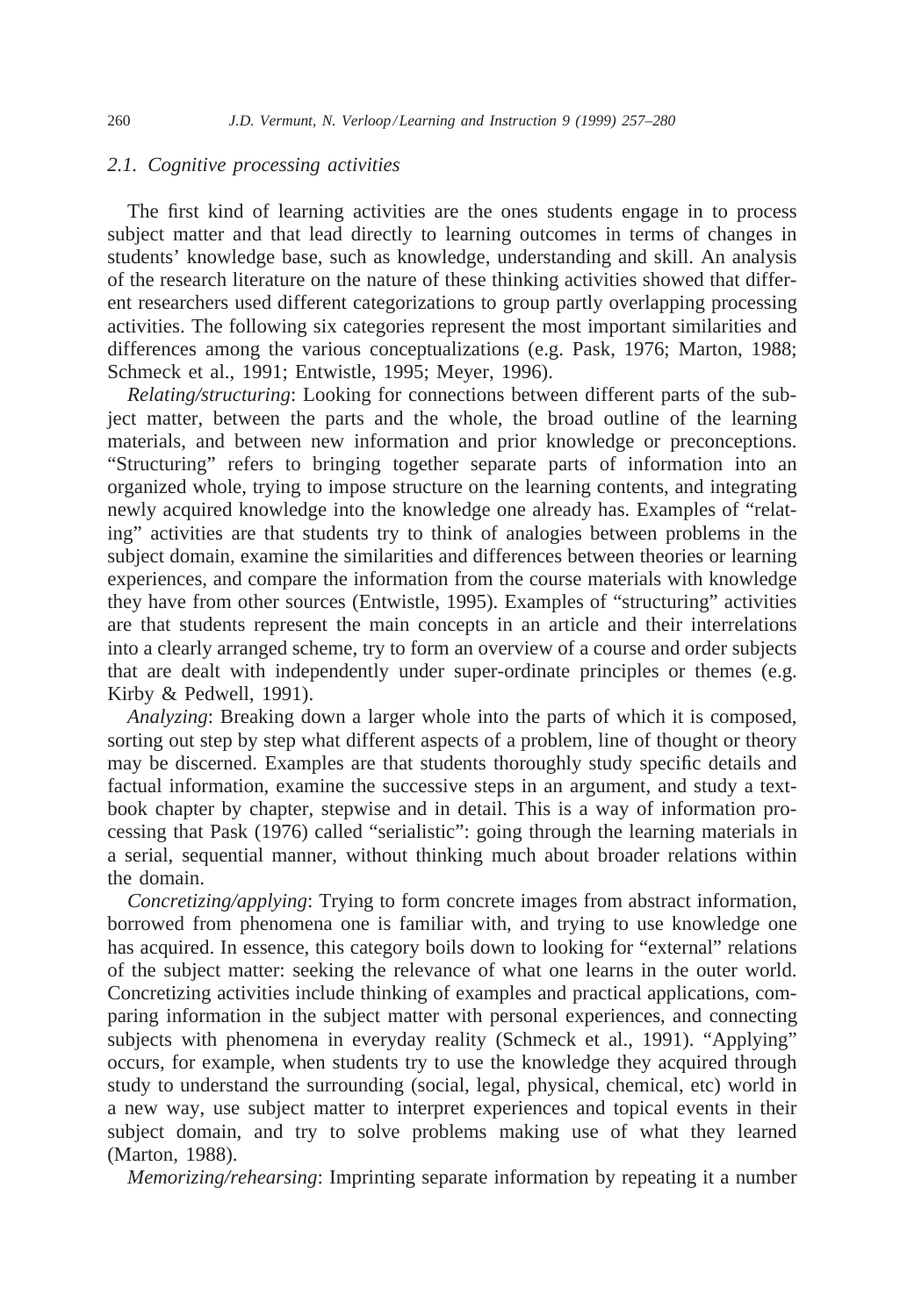### 2.1. Cognitive processing activities

The first kind of learning activities are the ones students engage in to process subject matter and that lead directly to learning outcomes in terms of changes in students' knowledge base, such as knowledge, understanding and skill. An analysis of the research literature on the nature of these thinking activities showed that different researchers used different categorizations to group partly overlapping processing activities. The following six categories represent the most important similarities and differences among the various conceptualizations (e.g. Pask, 1976; Marton, 1988; Schmeck et al., 1991; Entwistle, 1995; Meyer, 1996).

*Relating/structuring*: Looking for connections between different parts of the subject matter, between the parts and the whole, the broad outline of the learning materials, and between new information and prior knowledge or preconceptions. "Structuring" refers to bringing together separate parts of information into an organized whole, trying to impose structure on the learning contents, and integrating newly acquired knowledge into the knowledge one already has. Examples of "relating" activities are that students try to think of analogies between problems in the subject domain, examine the similarities and differences between theories or learning experiences, and compare the information from the course materials with knowledge they have from other sources (Entwistle, 1995). Examples of "structuring" activities are that students represent the main concepts in an article and their interrelations into a clearly arranged scheme, try to form an overview of a course and order subjects that are dealt with independently under super-ordinate principles or themes (e.g. Kirby & Pedwell, 1991).

*Analyzing*: Breaking down a larger whole into the parts of which it is composed, sorting out step by step what different aspects of a problem, line of thought or theory may be discerned. Examples are that students thoroughly study specific details and factual information, examine the successive steps in an argument, and study a textbook chapter by chapter, stepwise and in detail. This is a way of information processing that Pask (1976) called "serialistic": going through the learning materials in a serial, sequential manner, without thinking much about broader relations within the domain.

*Concretizing/applying*: Trying to form concrete images from abstract information, borrowed from phenomena one is familiar with, and trying to use knowledge one has acquired. In essence, this category boils down to looking for "external" relations of the subject matter: seeking the relevance of what one learns in the outer world. Concretizing activities include thinking of examples and practical applications, comparing information in the subject matter with personal experiences, and connecting subjects with phenomena in everyday reality (Schmeck et al., 1991). "Applying" occurs, for example, when students try to use the knowledge they acquired through study to understand the surrounding (social, legal, physical, chemical, etc) world in a new way, use subject matter to interpret experiences and topical events in their subject domain, and try to solve problems making use of what they learned (Marton, 1988).

*Memorizing/rehearsing*: Imprinting separate information by repeating it a number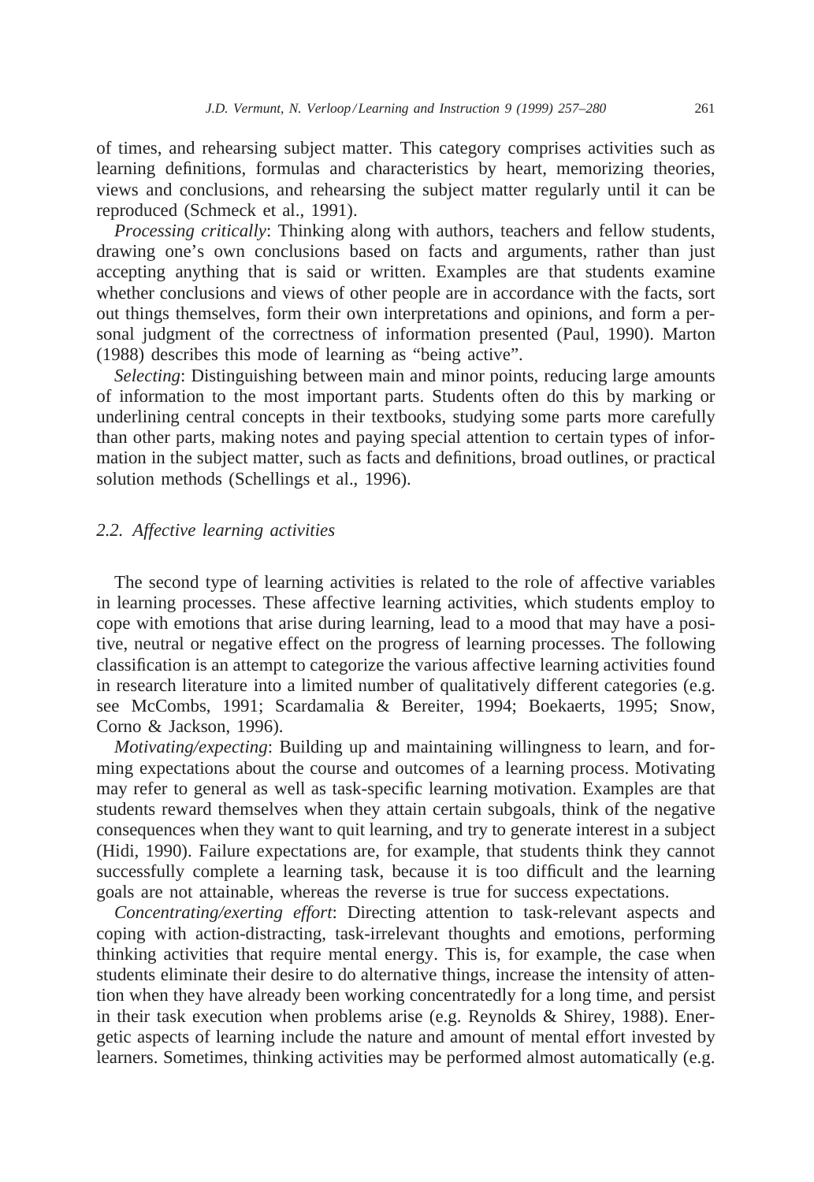of times, and rehearsing subject matter. This category comprises activities such as learning definitions, formulas and characteristics by heart, memorizing theories, views and conclusions, and rehearsing the subject matter regularly until it can be reproduced (Schmeck et al., 1991).

*Processing critically*: Thinking along with authors, teachers and fellow students, drawing one's own conclusions based on facts and arguments, rather than just accepting anything that is said or written. Examples are that students examine whether conclusions and views of other people are in accordance with the facts, sort out things themselves, form their own interpretations and opinions, and form a personal judgment of the correctness of information presented (Paul, 1990). Marton (1988) describes this mode of learning as "being active".

*Selecting*: Distinguishing between main and minor points, reducing large amounts of information to the most important parts. Students often do this by marking or underlining central concepts in their textbooks, studying some parts more carefully than other parts, making notes and paying special attention to certain types of information in the subject matter, such as facts and definitions, broad outlines, or practical solution methods (Schellings et al., 1996).

### 2.2. Affective learning activities

The second type of learning activities is related to the role of affective variables in learning processes. These affective learning activities, which students employ to cope with emotions that arise during learning, lead to a mood that may have a positive, neutral or negative effect on the progress of learning processes. The following classification is an attempt to categorize the various affective learning activities found in research literature into a limited number of qualitatively different categories (e.g. see McCombs, 1991; Scardamalia & Bereiter, 1994; Boekaerts, 1995; Snow, Corno & Jackson, 1996).

*Motivating/expecting*: Building up and maintaining willingness to learn, and forming expectations about the course and outcomes of a learning process. Motivating may refer to general as well as task-specific learning motivation. Examples are that students reward themselves when they attain certain subgoals, think of the negative consequences when they want to quit learning, and try to generate interest in a subject (Hidi, 1990). Failure expectations are, for example, that students think they cannot successfully complete a learning task, because it is too difficult and the learning goals are not attainable, whereas the reverse is true for success expectations.

*Concentrating/exerting effort*: Directing attention to task-relevant aspects and coping with action-distracting, task-irrelevant thoughts and emotions, performing thinking activities that require mental energy. This is, for example, the case when students eliminate their desire to do alternative things, increase the intensity of attention when they have already been working concentratedly for a long time, and persist in their task execution when problems arise (e.g. Reynolds & Shirey, 1988). Energetic aspects of learning include the nature and amount of mental effort invested by learners. Sometimes, thinking activities may be performed almost automatically (e.g.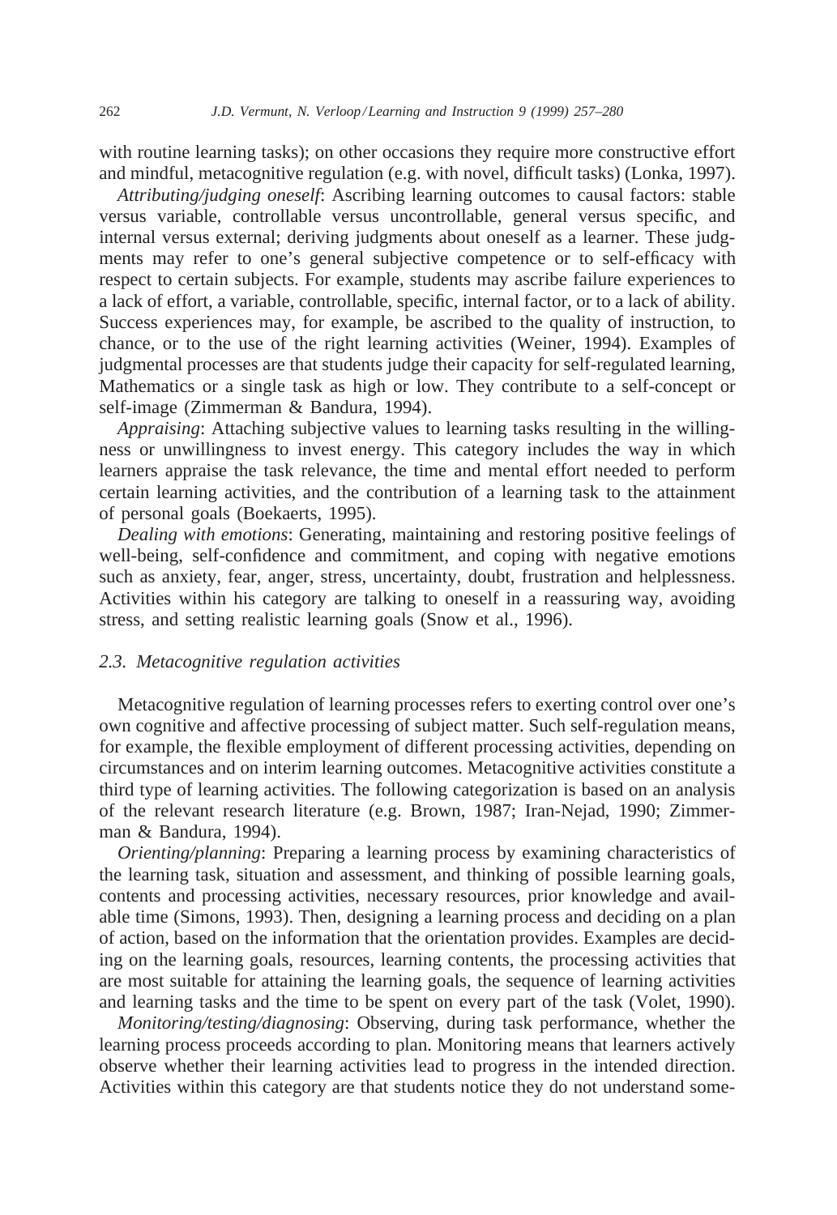with routine learning tasks); on other occasions they require more constructive effort and mindful, metacognitive regulation (e.g. with novel, difficult tasks) (Lonka, 1997).

*Attributing/judging oneself*: Ascribing learning outcomes to causal factors: stable versus variable, controllable versus uncontrollable, general versus specific, and internal versus external; deriving judgments about oneself as a learner. These judgments may refer to one's general subjective competence or to self-efficacy with respect to certain subjects. For example, students may ascribe failure experiences to a lack of effort, a variable, controllable, specific, internal factor, or to a lack of ability. Success experiences may, for example, be ascribed to the quality of instruction, to chance, or to the use of the right learning activities (Weiner, 1994). Examples of judgmental processes are that students judge their capacity for self-regulated learning, Mathematics or a single task as high or low. They contribute to a self-concept or self-image (Zimmerman & Bandura, 1994).

*Appraising*: Attaching subjective values to learning tasks resulting in the willingness or unwillingness to invest energy. This category includes the way in which learners appraise the task relevance, the time and mental effort needed to perform certain learning activities, and the contribution of a learning task to the attainment of personal goals (Boekaerts, 1995).

*Dealing with emotions*: Generating, maintaining and restoring positive feelings of well-being, self-confidence and commitment, and coping with negative emotions such as anxiety, fear, anger, stress, uncertainty, doubt, frustration and helplessness. Activities within his category are talking to oneself in a reassuring way, avoiding stress, and setting realistic learning goals (Snow et al., 1996).

### 2.3. Metacognitive regulation activities

Metacognitive regulation of learning processes refers to exerting control over one's own cognitive and affective processing of subject matter. Such self-regulation means, for example, the flexible employment of different processing activities, depending on circumstances and on interim learning outcomes. Metacognitive activities constitute a third type of learning activities. The following categorization is based on an analysis of the relevant research literature (e.g. Brown, 1987; Iran-Nejad, 1990; Zimmerman & Bandura, 1994).

*Orienting/planning*: Preparing a learning process by examining characteristics of the learning task, situation and assessment, and thinking of possible learning goals, contents and processing activities, necessary resources, prior knowledge and available time (Simons, 1993). Then, designing a learning process and deciding on a plan of action, based on the information that the orientation provides. Examples are deciding on the learning goals, resources, learning contents, the processing activities that are most suitable for attaining the learning goals, the sequence of learning activities and learning tasks and the time to be spent on every part of the task (Volet, 1990).

*Monitoring/testing/diagnosing*: Observing, during task performance, whether the learning process proceeds according to plan. Monitoring means that learners actively observe whether their learning activities lead to progress in the intended direction. Activities within this category are that students notice they do not understand some-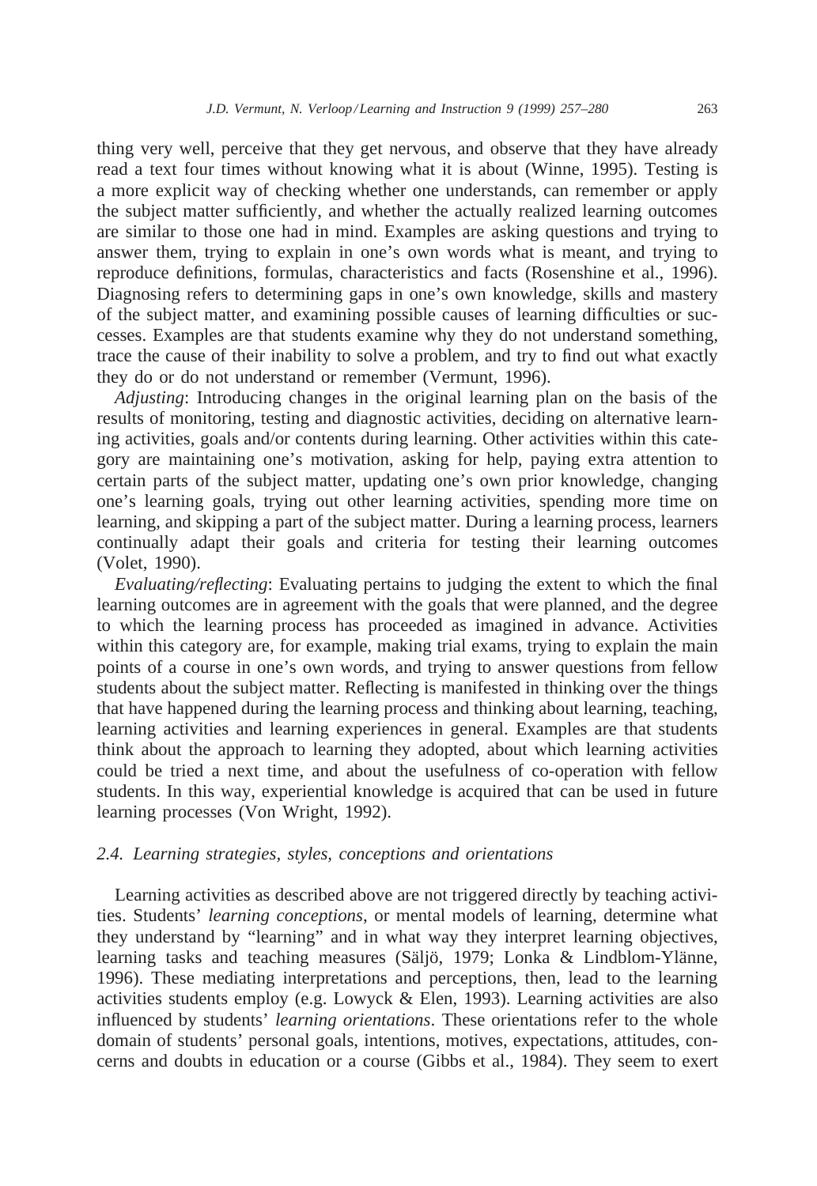thing very well, perceive that they get nervous, and observe that they have already read a text four times without knowing what it is about (Winne, 1995). Testing is a more explicit way of checking whether one understands, can remember or apply the subject matter sufficiently, and whether the actually realized learning outcomes are similar to those one had in mind. Examples are asking questions and trying to answer them, trying to explain in one's own words what is meant, and trying to reproduce definitions, formulas, characteristics and facts (Rosenshine et al., 1996). Diagnosing refers to determining gaps in one's own knowledge, skills and mastery of the subject matter, and examining possible causes of learning difficulties or successes. Examples are that students examine why they do not understand something, trace the cause of their inability to solve a problem, and try to find out what exactly they do or do not understand or remember (Vermunt, 1996).

*Adjusting*: Introducing changes in the original learning plan on the basis of the results of monitoring, testing and diagnostic activities, deciding on alternative learning activities, goals and/or contents during learning. Other activities within this category are maintaining one's motivation, asking for help, paying extra attention to certain parts of the subject matter, updating one's own prior knowledge, changing one's learning goals, trying out other learning activities, spending more time on learning, and skipping a part of the subject matter. During a learning process, learners continually adapt their goals and criteria for testing their learning outcomes (Volet, 1990).

*Evaluating/reflecting*: Evaluating pertains to judging the extent to which the final learning outcomes are in agreement with the goals that were planned, and the degree to which the learning process has proceeded as imagined in advance. Activities within this category are, for example, making trial exams, trying to explain the main points of a course in one's own words, and trying to answer questions from fellow students about the subject matter. Reflecting is manifested in thinking over the things that have happened during the learning process and thinking about learning, teaching, learning activities and learning experiences in general. Examples are that students think about the approach to learning they adopted, about which learning activities could be tried a next time, and about the usefulness of co-operation with fellow students. In this way, experiential knowledge is acquired that can be used in future learning processes (Von Wright, 1992).

### 2.4. Learning strategies, styles, conceptions and orientations

Learning activities as described above are not triggered directly by teaching activities. Students' *learning conceptions*, or mental models of learning, determine what they understand by "learning" and in what way they interpret learning objectives, learning tasks and teaching measures (Säljö, 1979; Lonka & Lindblom-Ylänne, 1996). These mediating interpretations and perceptions, then, lead to the learning activities students employ (e.g. Lowyck & Elen, 1993). Learning activities are also influenced by students' *learning orientations*. These orientations refer to the whole domain of students' personal goals, intentions, motives, expectations, attitudes, concerns and doubts in education or a course (Gibbs et al., 1984). They seem to exert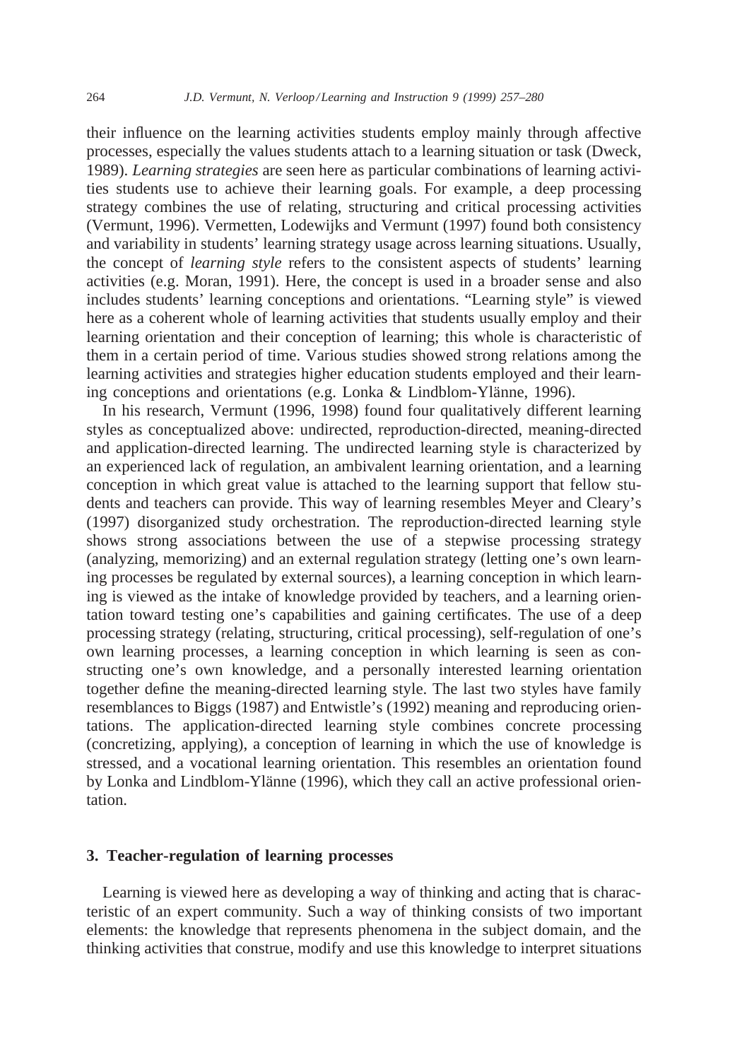their influence on the learning activities students employ mainly through affective processes, especially the values students attach to a learning situation or task (Dweck, 1989). *Learning strategies* are seen here as particular combinations of learning activities students use to achieve their learning goals. For example, a deep processing strategy combines the use of relating, structuring and critical processing activities (Vermunt, 1996). Vermetten, Lodewijks and Vermunt (1997) found both consistency and variability in students' learning strategy usage across learning situations. Usually, the concept of *learning style* refers to the consistent aspects of students' learning activities (e.g. Moran, 1991). Here, the concept is used in a broader sense and also includes students' learning conceptions and orientations. "Learning style" is viewed here as a coherent whole of learning activities that students usually employ and their learning orientation and their conception of learning; this whole is characteristic of them in a certain period of time. Various studies showed strong relations among the learning activities and strategies higher education students employed and their learning conceptions and orientations (e.g. Lonka & Lindblom-Ylänne, 1996).

In his research, Vermunt (1996, 1998) found four qualitatively different learning styles as conceptualized above: undirected, reproduction-directed, meaning-directed and application-directed learning. The undirected learning style is characterized by an experienced lack of regulation, an ambivalent learning orientation, and a learning conception in which great value is attached to the learning support that fellow students and teachers can provide. This way of learning resembles Meyer and Cleary's (1997) disorganized study orchestration. The reproduction-directed learning style shows strong associations between the use of a stepwise processing strategy (analyzing, memorizing) and an external regulation strategy (letting one's own learning processes be regulated by external sources), a learning conception in which learning is viewed as the intake of knowledge provided by teachers, and a learning orientation toward testing one's capabilities and gaining certificates. The use of a deep processing strategy (relating, structuring, critical processing), self-regulation of one's own learning processes, a learning conception in which learning is seen as constructing one's own knowledge, and a personally interested learning orientation together define the meaning-directed learning style. The last two styles have family resemblances to Biggs (1987) and Entwistle's (1992) meaning and reproducing orientations. The application-directed learning style combines concrete processing (concretizing, applying), a conception of learning in which the use of knowledge is stressed, and a vocational learning orientation. This resembles an orientation found by Lonka and Lindblom-Ylänne (1996), which they call an active professional orientation.

## 3. Teacher-regulation of learning processes

Learning is viewed here as developing a way of thinking and acting that is characteristic of an expert community. Such a way of thinking consists of two important elements: the knowledge that represents phenomena in the subject domain, and the thinking activities that construe, modify and use this knowledge to interpret situations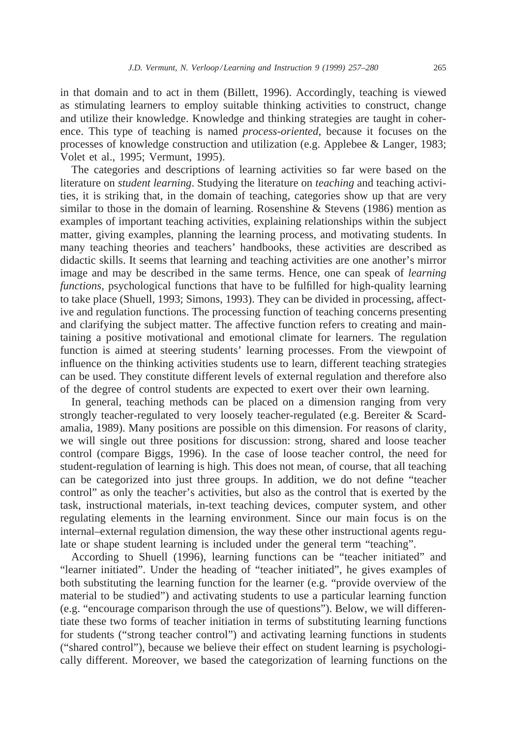in that domain and to act in them (Billett, 1996). Accordingly, teaching is viewed as stimulating learners to employ suitable thinking activities to construct, change and utilize their knowledge. Knowledge and thinking strategies are taught in coherence. This type of teaching is named *process-oriented*, because it focuses on the processes of knowledge construction and utilization (e.g. Applebee & Langer, 1983; Volet et al., 1995; Vermunt, 1995).

The categories and descriptions of learning activities so far were based on the literature on *student learning*. Studying the literature on *teaching* and teaching activities, it is striking that, in the domain of teaching, categories show up that are very similar to those in the domain of learning. Rosenshine & Stevens (1986) mention as examples of important teaching activities, explaining relationships within the subject matter, giving examples, planning the learning process, and motivating students. In many teaching theories and teachers' handbooks, these activities are described as didactic skills. It seems that learning and teaching activities are one another's mirror image and may be described in the same terms. Hence, one can speak of *learning functions*, psychological functions that have to be fulfilled for high-quality learning to take place (Shuell, 1993; Simons, 1993). They can be divided in processing, affective and regulation functions. The processing function of teaching concerns presenting and clarifying the subject matter. The affective function refers to creating and maintaining a positive motivational and emotional climate for learners. The regulation function is aimed at steering students' learning processes. From the viewpoint of influence on the thinking activities students use to learn, different teaching strategies can be used. They constitute different levels of external regulation and therefore also of the degree of control students are expected to exert over their own learning.

In general, teaching methods can be placed on a dimension ranging from very strongly teacher-regulated to very loosely teacher-regulated (e.g. Bereiter & Scardamalia, 1989). Many positions are possible on this dimension. For reasons of clarity, we will single out three positions for discussion: strong, shared and loose teacher control (compare Biggs, 1996). In the case of loose teacher control, the need for student-regulation of learning is high. This does not mean, of course, that all teaching can be categorized into just three groups. In addition, we do not define "teacher control" as only the teacher's activities, but also as the control that is exerted by the task, instructional materials, in-text teaching devices, computer system, and other regulating elements in the learning environment. Since our main focus is on the internal–external regulation dimension, the way these other instructional agents regulate or shape student learning is included under the general term "teaching".

According to Shuell (1996), learning functions can be "teacher initiated" and "learner initiated". Under the heading of "teacher initiated", he gives examples of both substituting the learning function for the learner (e.g. "provide overview of the material to be studied") and activating students to use a particular learning function (e.g. "encourage comparison through the use of questions"). Below, we will differentiate these two forms of teacher initiation in terms of substituting learning functions for students ("strong teacher control") and activating learning functions in students ("shared control"), because we believe their effect on student learning is psychologically different. Moreover, we based the categorization of learning functions on the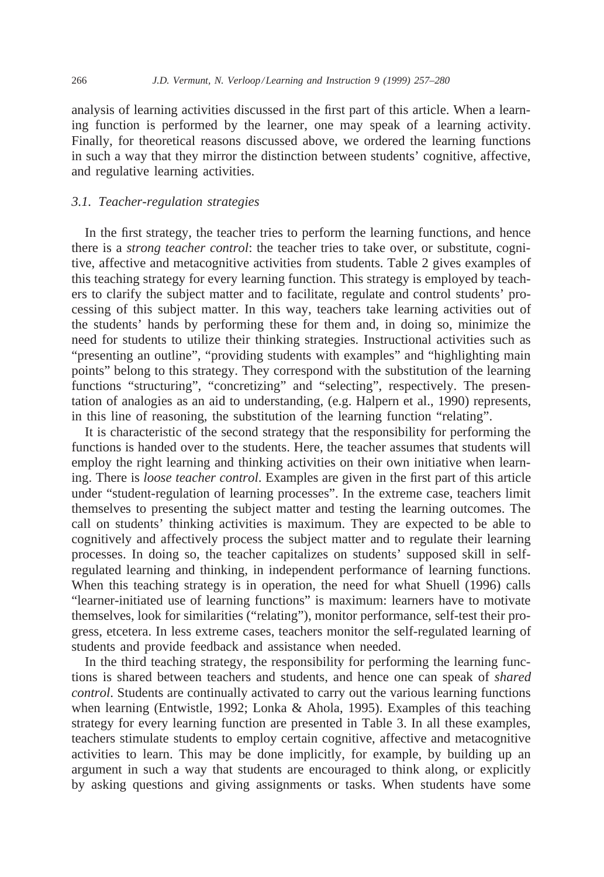analysis of learning activities discussed in the first part of this article. When a learning function is performed by the learner, one may speak of a learning activity. Finally, for theoretical reasons discussed above, we ordered the learning functions in such a way that they mirror the distinction between students' cognitive, affective, and regulative learning activities.

### 3.1. Teacher-regulation strategies

In the first strategy, the teacher tries to perform the learning functions, and hence there is a *strong teacher control*: the teacher tries to take over, or substitute, cognitive, affective and metacognitive activities from students. Table 2 gives examples of this teaching strategy for every learning function. This strategy is employed by teachers to clarify the subject matter and to facilitate, regulate and control students' processing of this subject matter. In this way, teachers take learning activities out of the students' hands by performing these for them and, in doing so, minimize the need for students to utilize their thinking strategies. Instructional activities such as "presenting an outline", "providing students with examples" and "highlighting main points" belong to this strategy. They correspond with the substitution of the learning functions "structuring", "concretizing" and "selecting", respectively. The presentation of analogies as an aid to understanding, (e.g. Halpern et al., 1990) represents, in this line of reasoning, the substitution of the learning function "relating".

It is characteristic of the second strategy that the responsibility for performing the functions is handed over to the students. Here, the teacher assumes that students will employ the right learning and thinking activities on their own initiative when learning. There is *loose teacher control*. Examples are given in the first part of this article under "student-regulation of learning processes". In the extreme case, teachers limit themselves to presenting the subject matter and testing the learning outcomes. The call on students' thinking activities is maximum. They are expected to be able to cognitively and affectively process the subject matter and to regulate their learning processes. In doing so, the teacher capitalizes on students' supposed skill in self-regulated learning and thinking, in independent performance of learning functions. When this teaching strategy is in operation, the need for what Shuell (1996) calls "learner-initiated use of learning functions" is maximum: learners have to motivate themselves, look for similarities ("relating"), monitor performance, self-test their progress, etcetera. In less extreme cases, teachers monitor the self-regulated learning of students and provide feedback and assistance when needed.

In the third teaching strategy, the responsibility for performing the learning functions is shared between teachers and students, and hence one can speak of *shared control*. Students are continually activated to carry out the various learning functions when learning (Entwistle, 1992; Lonka & Ahola, 1995). Examples of this teaching strategy for every learning function are presented in Table 3. In all these examples, teachers stimulate students to employ certain cognitive, affective and metacognitive activities to learn. This may be done implicitly, for example, by building up an argument in such a way that students are encouraged to think along, or explicitly by asking questions and giving assignments or tasks. When students have some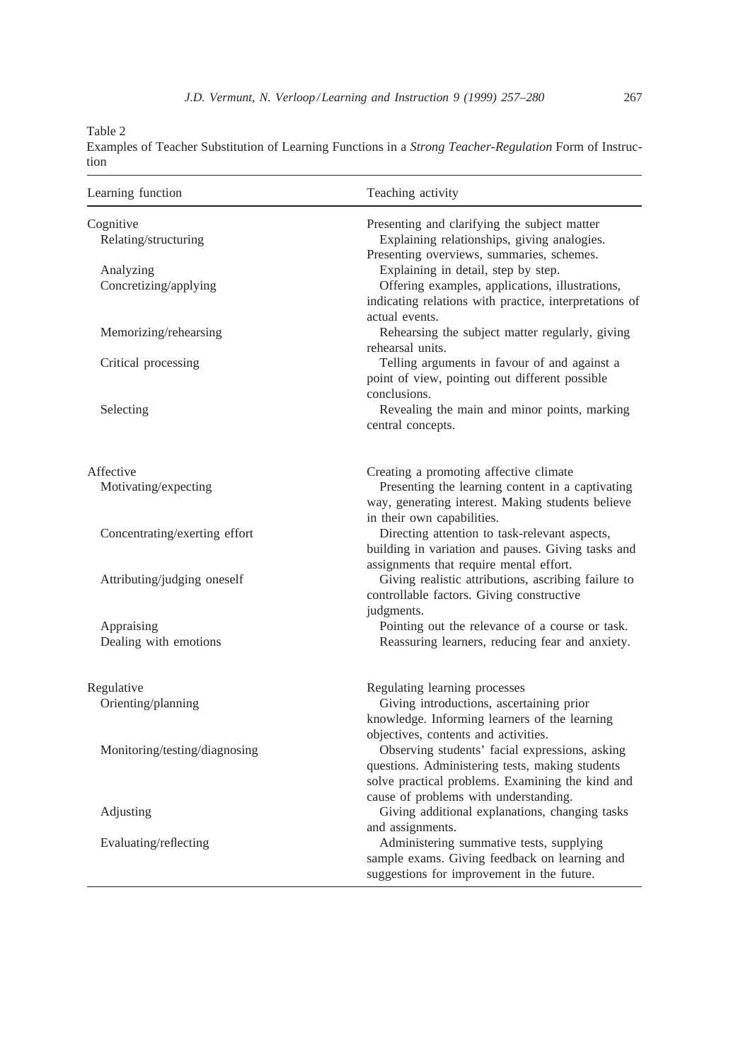Table 2

Examples of Teacher Substitution of Learning Functions in a *Strong Teacher-Regulation* Form of Instruction

| Learning function | Teaching activity |
| --- | --- |
| Cognitive | Presenting and clarifying the subject matter |
| Relating/structuring | Explaining relationships, giving analogies. Presenting overviews, summaries, schemes. |
| Analyzing | Explaining in detail, step by step. |
| Concretizing/applying | Offering examples, applications, illustrations, indicating relations with practice, interpretations of actual events. |
| Memorizing/rehearsing | Rehearsing the subject matter regularly, giving rehearsal units. |
| Critical processing | Telling arguments in favour of and against a point of view, pointing out different possible conclusions. |
| Selecting | Revealing the main and minor points, marking central concepts. |
| Affective | Creating a promoting affective climate |
| Motivating/expecting | Presenting the learning content in a captivating way, generating interest. Making students believe in their own capabilities. |
| Concentrating/exerting effort | Directing attention to task-relevant aspects, building in variation and pauses. Giving tasks and assignments that require mental effort. |
| Attributing/judging oneself | Giving realistic attributions, ascribing failure to controllable factors. Giving constructive judgments. |
| Appraising | Pointing out the relevance of a course or task. |
| Dealing with emotions | Reassuring learners, reducing fear and anxiety. |
| Regulative | Regulating learning processes |
| Orienting/planning | Giving introductions, ascertaining prior knowledge. Informing learners of the learning objectives, contents and activities. |
| Monitoring/testing/diagnosing | Observing students' facial expressions, asking questions. Administering tests, making students solve practical problems. Examining the kind and cause of problems with understanding. |
| Adjusting | Giving additional explanations, changing tasks and assignments. |
| Evaluating/reflecting | Administering summative tests, supplying sample exams. Giving feedback on learning and suggestions for improvement in the future. |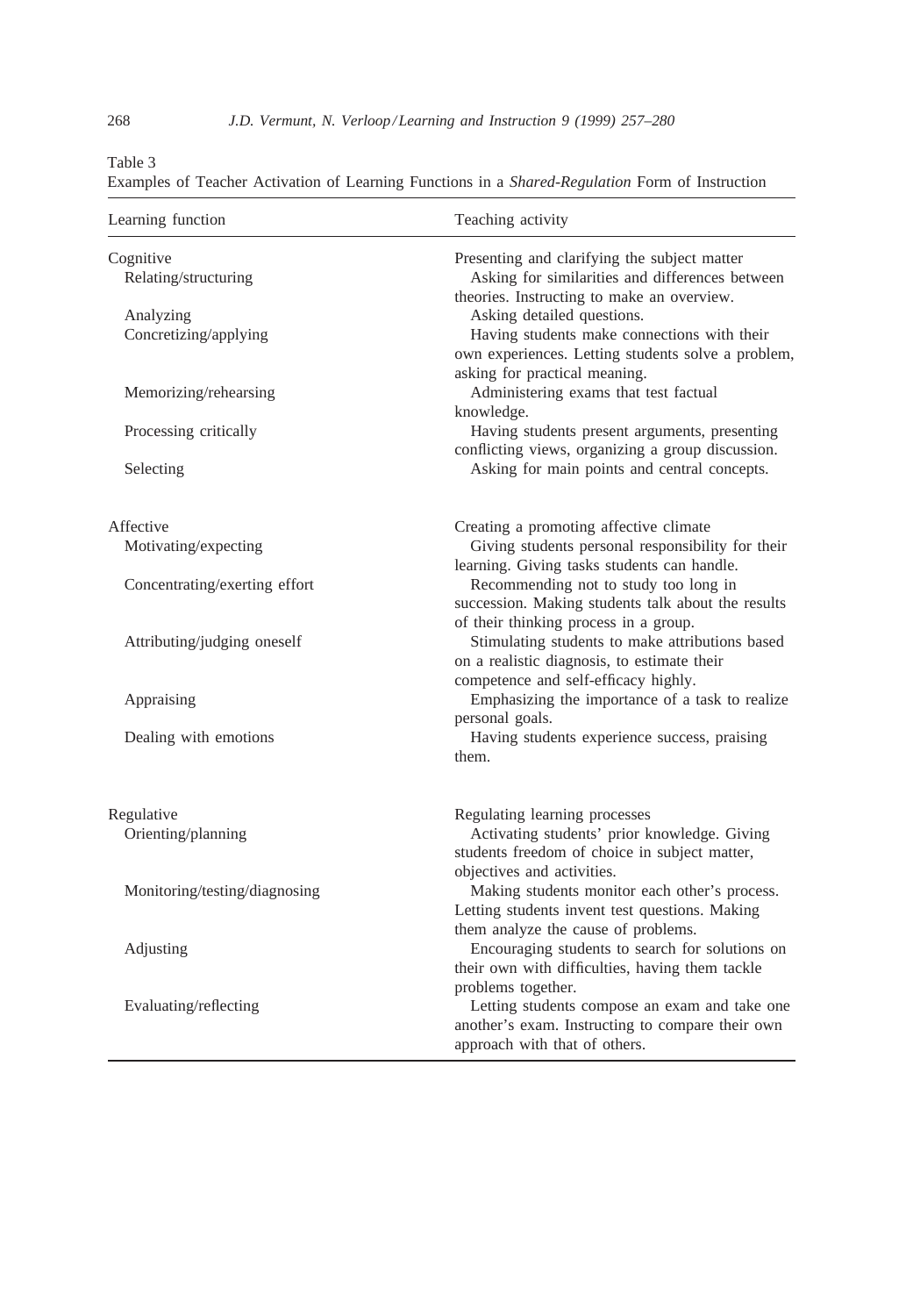Table 3

Examples of Teacher Activation of Learning Functions in a *Shared-Regulation* Form of Instruction

| Learning function | Teaching activity |
|---|---|
| Cognitive | Presenting and clarifying the subject matter |
| Relating/structuring | Asking for similarities and differences between theories. Instructing to make an overview. |
| Analyzing | Asking detailed questions. |
| Concretizing/applying | Having students make connections with their own experiences. Letting students solve a problem, asking for practical meaning. |
| Memorizing/rehearsing | Administering exams that test factual knowledge. |
| Processing critically | Having students present arguments, presenting conflicting views, organizing a group discussion. |
| Selecting | Asking for main points and central concepts. |
| Affective | Creating a promoting affective climate |
| Motivating/expecting | Giving students personal responsibility for their learning. Giving tasks students can handle. |
| Concentrating/exerting effort | Recommending not to study too long in succession. Making students talk about the results of their thinking process in a group. |
| Attributing/judging oneself | Stimulating students to make attributions based on a realistic diagnosis, to estimate their competence and self-efficacy highly. |
| Appraising | Emphasizing the importance of a task to realize personal goals. |
| Dealing with emotions | Having students experience success, praising them. |
| Regulative | Regulating learning processes |
| Orienting/planning | Activating students' prior knowledge. Giving students freedom of choice in subject matter, objectives and activities. |
| Monitoring/testing/diagnosing | Making students monitor each other's process. Letting students invent test questions. Making them analyze the cause of problems. |
| Adjusting | Encouraging students to search for solutions on their own with difficulties, having them tackle problems together. |
| Evaluating/reflecting | Letting students compose an exam and take one another's exam. Instructing to compare their own approach with that of others. |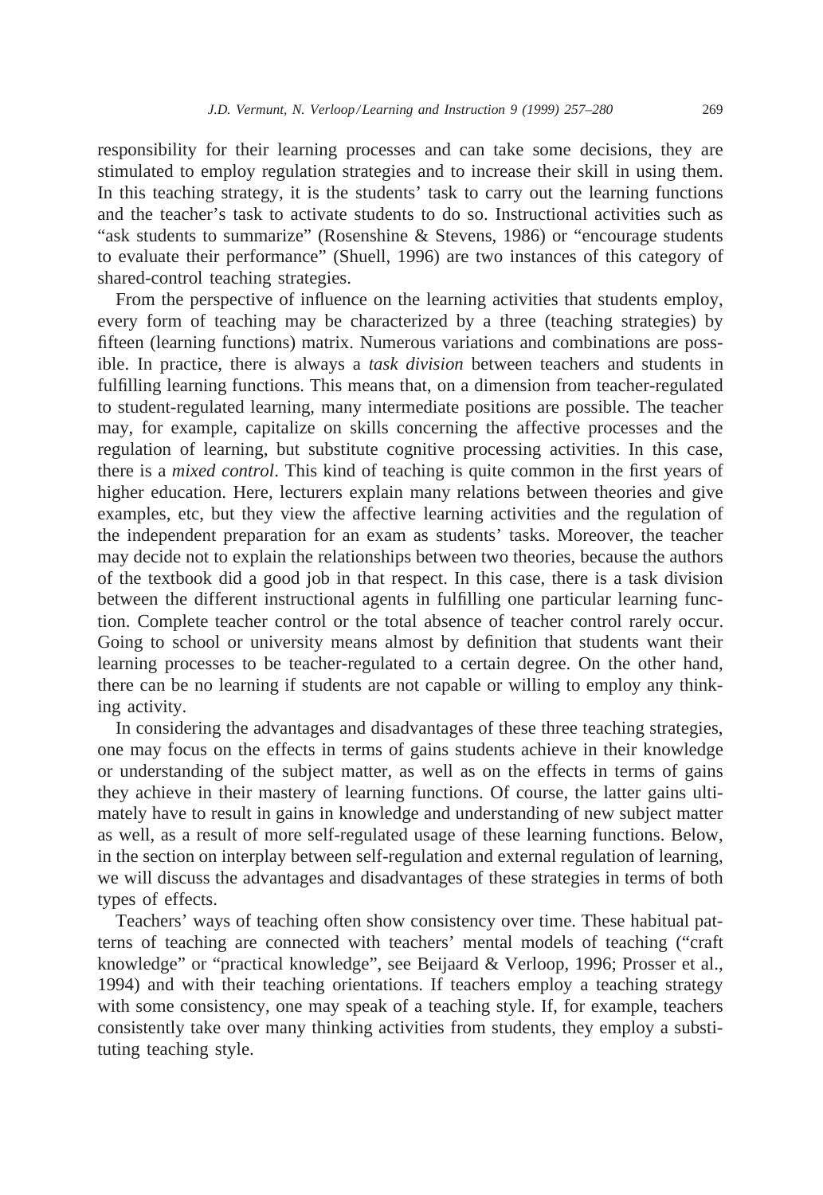responsibility for their learning processes and can take some decisions, they are stimulated to employ regulation strategies and to increase their skill in using them. In this teaching strategy, it is the students' task to carry out the learning functions and the teacher's task to activate students to do so. Instructional activities such as "ask students to summarize" (Rosenshine & Stevens, 1986) or "encourage students to evaluate their performance" (Shuell, 1996) are two instances of this category of shared-control teaching strategies.

From the perspective of influence on the learning activities that students employ, every form of teaching may be characterized by a three (teaching strategies) by fifteen (learning functions) matrix. Numerous variations and combinations are possible. In practice, there is always a *task division* between teachers and students in fulfilling learning functions. This means that, on a dimension from teacher-regulated to student-regulated learning, many intermediate positions are possible. The teacher may, for example, capitalize on skills concerning the affective processes and the regulation of learning, but substitute cognitive processing activities. In this case, there is a *mixed control*. This kind of teaching is quite common in the first years of higher education. Here, lecturers explain many relations between theories and give examples, etc, but they view the affective learning activities and the regulation of the independent preparation for an exam as students' tasks. Moreover, the teacher may decide not to explain the relationships between two theories, because the authors of the textbook did a good job in that respect. In this case, there is a task division between the different instructional agents in fulfilling one particular learning function. Complete teacher control or the total absence of teacher control rarely occur. Going to school or university means almost by definition that students want their learning processes to be teacher-regulated to a certain degree. On the other hand, there can be no learning if students are not capable or willing to employ any thinking activity.

In considering the advantages and disadvantages of these three teaching strategies, one may focus on the effects in terms of gains students achieve in their knowledge or understanding of the subject matter, as well as on the effects in terms of gains they achieve in their mastery of learning functions. Of course, the latter gains ultimately have to result in gains in knowledge and understanding of new subject matter as well, as a result of more self-regulated usage of these learning functions. Below, in the section on interplay between self-regulation and external regulation of learning, we will discuss the advantages and disadvantages of these strategies in terms of both types of effects.

Teachers' ways of teaching often show consistency over time. These habitual patterns of teaching are connected with teachers' mental models of teaching ("craft knowledge" or "practical knowledge", see Beijaard & Verloop, 1996; Prosser et al., 1994) and with their teaching orientations. If teachers employ a teaching strategy with some consistency, one may speak of a teaching style. If, for example, teachers consistently take over many thinking activities from students, they employ a substituting teaching style.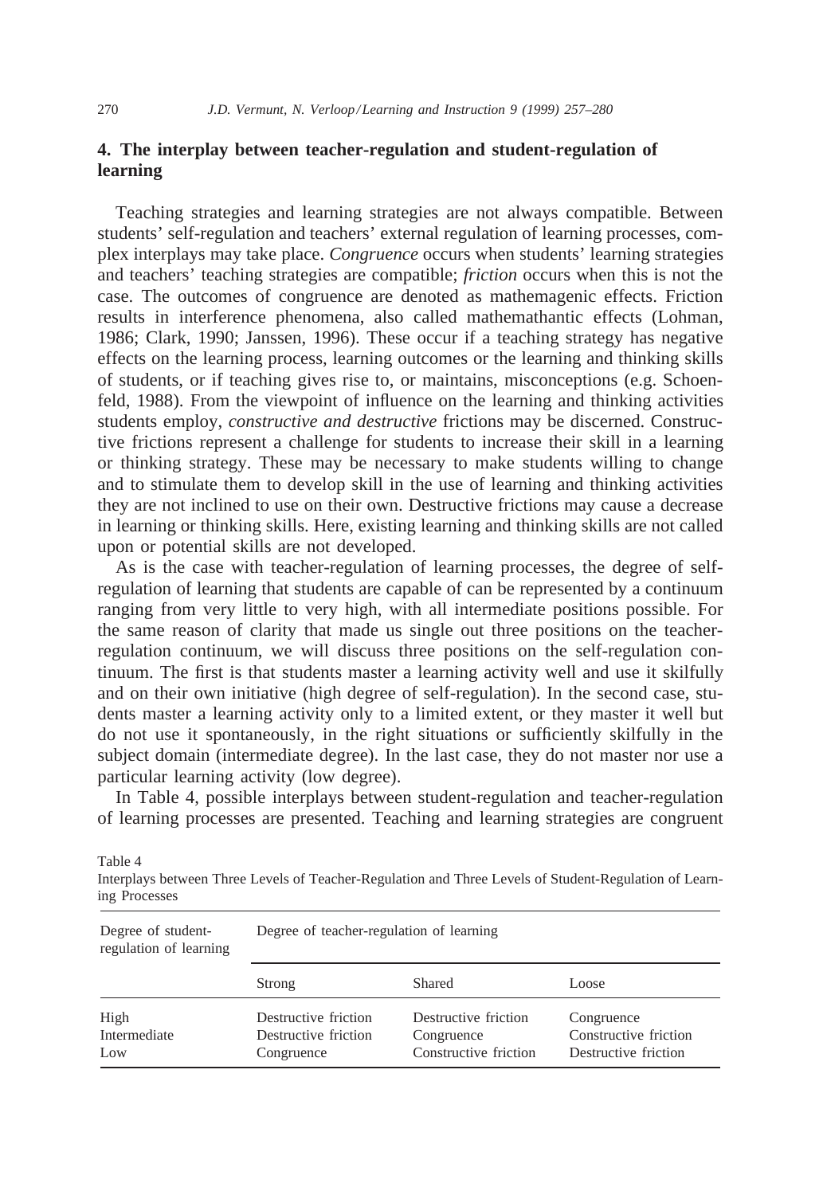## 4. The interplay between teacher-regulation and student-regulation of learning

Teaching strategies and learning strategies are not always compatible. Between students' self-regulation and teachers' external regulation of learning processes, complex interplays may take place. *Congruence* occurs when students' learning strategies and teachers' teaching strategies are compatible; *friction* occurs when this is not the case. The outcomes of congruence are denoted as mathemagenic effects. Friction results in interference phenomena, also called mathemathantic effects (Lohman, 1986; Clark, 1990; Janssen, 1996). These occur if a teaching strategy has negative effects on the learning process, learning outcomes or the learning and thinking skills of students, or if teaching gives rise to, or maintains, misconceptions (e.g. Schoenfeld, 1988). From the viewpoint of influence on the learning and thinking activities students employ, *constructive and destructive* frictions may be discerned. Constructive frictions represent a challenge for students to increase their skill in a learning or thinking strategy. These may be necessary to make students willing to change and to stimulate them to develop skill in the use of learning and thinking activities they are not inclined to use on their own. Destructive frictions may cause a decrease in learning or thinking skills. Here, existing learning and thinking skills are not called upon or potential skills are not developed.

As is the case with teacher-regulation of learning processes, the degree of self-regulation of learning that students are capable of can be represented by a continuum ranging from very little to very high, with all intermediate positions possible. For the same reason of clarity that made us single out three positions on the teacher-regulation continuum, we will discuss three positions on the self-regulation continuum. The first is that students master a learning activity well and use it skilfully and on their own initiative (high degree of self-regulation). In the second case, students master a learning activity only to a limited extent, or they master it well but do not use it spontaneously, in the right situations or sufficiently skilfully in the subject domain (intermediate degree). In the last case, they do not master nor use a particular learning activity (low degree).

In Table 4, possible interplays between student-regulation and teacher-regulation of learning processes are presented. Teaching and learning strategies are congruent

Table 4
Interplays between Three Levels of Teacher-Regulation and Three Levels of Student-Regulation of Learning Processes

| Degree of student-regulation of learning | Degree of teacher-regulation of learning | | |
|---|---|---|---|
| | Strong | Shared | Loose |
| High | Destructive friction | Destructive friction | Congruence |
| Intermediate | Destructive friction | Congruence | Constructive friction |
| Low | Congruence | Constructive friction | Destructive friction |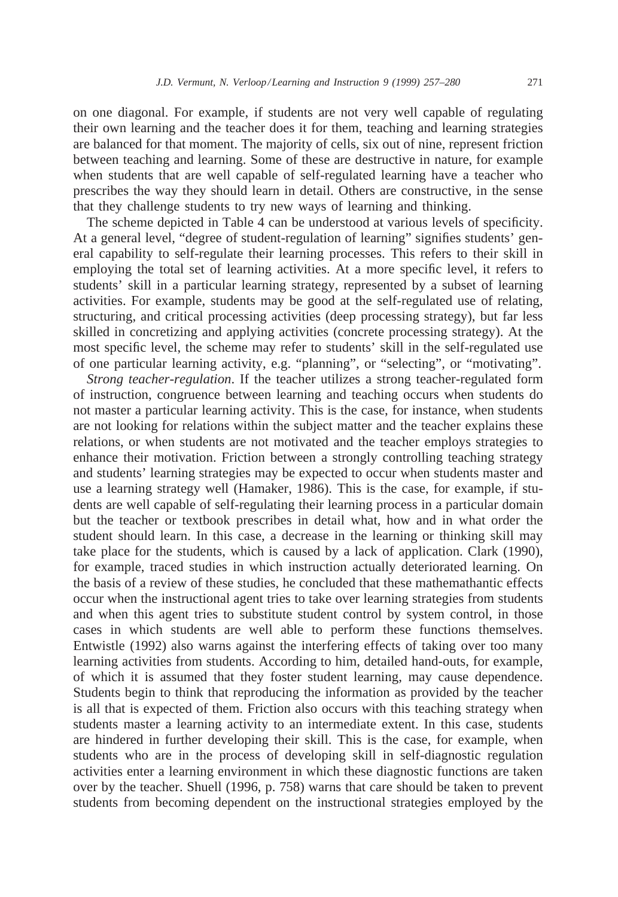on one diagonal. For example, if students are not very well capable of regulating their own learning and the teacher does it for them, teaching and learning strategies are balanced for that moment. The majority of cells, six out of nine, represent friction between teaching and learning. Some of these are destructive in nature, for example when students that are well capable of self-regulated learning have a teacher who prescribes the way they should learn in detail. Others are constructive, in the sense that they challenge students to try new ways of learning and thinking.

The scheme depicted in Table 4 can be understood at various levels of specificity. At a general level, "degree of student-regulation of learning" signifies students' general capability to self-regulate their learning processes. This refers to their skill in employing the total set of learning activities. At a more specific level, it refers to students' skill in a particular learning strategy, represented by a subset of learning activities. For example, students may be good at the self-regulated use of relating, structuring, and critical processing activities (deep processing strategy), but far less skilled in concretizing and applying activities (concrete processing strategy). At the most specific level, the scheme may refer to students' skill in the self-regulated use of one particular learning activity, e.g. "planning", or "selecting", or "motivating".

*Strong teacher-regulation*. If the teacher utilizes a strong teacher-regulated form of instruction, congruence between learning and teaching occurs when students do not master a particular learning activity. This is the case, for instance, when students are not looking for relations within the subject matter and the teacher explains these relations, or when students are not motivated and the teacher employs strategies to enhance their motivation. Friction between a strongly controlling teaching strategy and students' learning strategies may be expected to occur when students master and use a learning strategy well (Hamaker, 1986). This is the case, for example, if students are well capable of self-regulating their learning process in a particular domain but the teacher or textbook prescribes in detail what, how and in what order the student should learn. In this case, a decrease in the learning or thinking skill may take place for the students, which is caused by a lack of application. Clark (1990), for example, traced studies in which instruction actually deteriorated learning. On the basis of a review of these studies, he concluded that these mathemathantic effects occur when the instructional agent tries to take over learning strategies from students and when this agent tries to substitute student control by system control, in those cases in which students are well able to perform these functions themselves. Entwistle (1992) also warns against the interfering effects of taking over too many learning activities from students. According to him, detailed hand-outs, for example, of which it is assumed that they foster student learning, may cause dependence. Students begin to think that reproducing the information as provided by the teacher is all that is expected of them. Friction also occurs with this teaching strategy when students master a learning activity to an intermediate extent. In this case, students are hindered in further developing their skill. This is the case, for example, when students who are in the process of developing skill in self-diagnostic regulation activities enter a learning environment in which these diagnostic functions are taken over by the teacher. Shuell (1996, p. 758) warns that care should be taken to prevent students from becoming dependent on the instructional strategies employed by the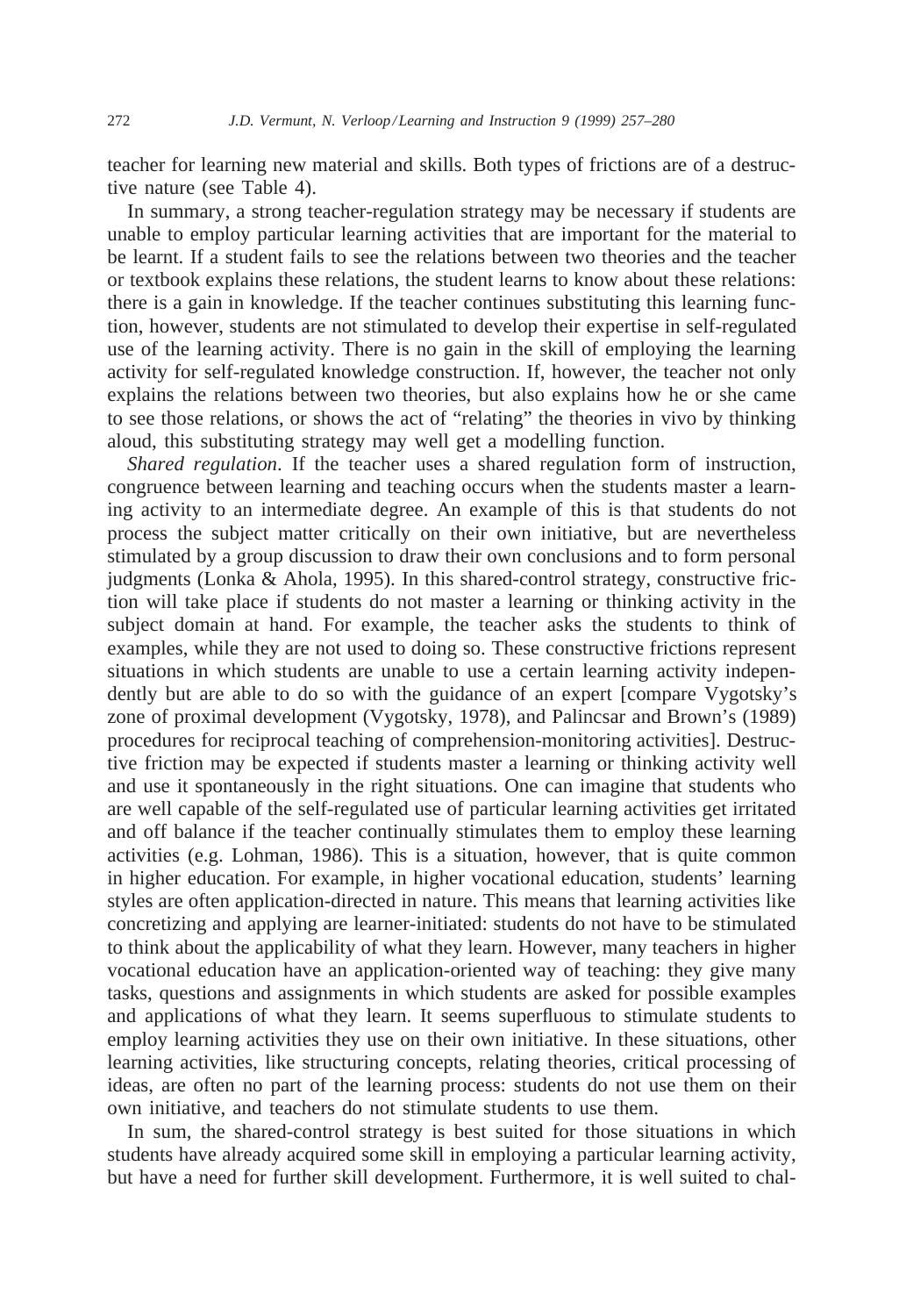teacher for learning new material and skills. Both types of frictions are of a destructive nature (see Table 4).

In summary, a strong teacher-regulation strategy may be necessary if students are unable to employ particular learning activities that are important for the material to be learnt. If a student fails to see the relations between two theories and the teacher or textbook explains these relations, the student learns to know about these relations: there is a gain in knowledge. If the teacher continues substituting this learning function, however, students are not stimulated to develop their expertise in self-regulated use of the learning activity. There is no gain in the skill of employing the learning activity for self-regulated knowledge construction. If, however, the teacher not only explains the relations between two theories, but also explains how he or she came to see those relations, or shows the act of "relating" the theories in vivo by thinking aloud, this substituting strategy may well get a modelling function.

*Shared regulation*. If the teacher uses a shared regulation form of instruction, congruence between learning and teaching occurs when the students master a learning activity to an intermediate degree. An example of this is that students do not process the subject matter critically on their own initiative, but are nevertheless stimulated by a group discussion to draw their own conclusions and to form personal judgments (Lonka & Ahola, 1995). In this shared-control strategy, constructive friction will take place if students do not master a learning or thinking activity in the subject domain at hand. For example, the teacher asks the students to think of examples, while they are not used to doing so. These constructive frictions represent situations in which students are unable to use a certain learning activity independently but are able to do so with the guidance of an expert [compare Vygotsky's zone of proximal development (Vygotsky, 1978), and Palincsar and Brown's (1989) procedures for reciprocal teaching of comprehension-monitoring activities]. Destructive friction may be expected if students master a learning or thinking activity well and use it spontaneously in the right situations. One can imagine that students who are well capable of the self-regulated use of particular learning activities get irritated and off balance if the teacher continually stimulates them to employ these learning activities (e.g. Lohman, 1986). This is a situation, however, that is quite common in higher education. For example, in higher vocational education, students' learning styles are often application-directed in nature. This means that learning activities like concretizing and applying are learner-initiated: students do not have to be stimulated to think about the applicability of what they learn. However, many teachers in higher vocational education have an application-oriented way of teaching: they give many tasks, questions and assignments in which students are asked for possible examples and applications of what they learn. It seems superfluous to stimulate students to employ learning activities they use on their own initiative. In these situations, other learning activities, like structuring concepts, relating theories, critical processing of ideas, are often no part of the learning process: students do not use them on their own initiative, and teachers do not stimulate students to use them.

In sum, the shared-control strategy is best suited for those situations in which students have already acquired some skill in employing a particular learning activity, but have a need for further skill development. Furthermore, it is well suited to chal-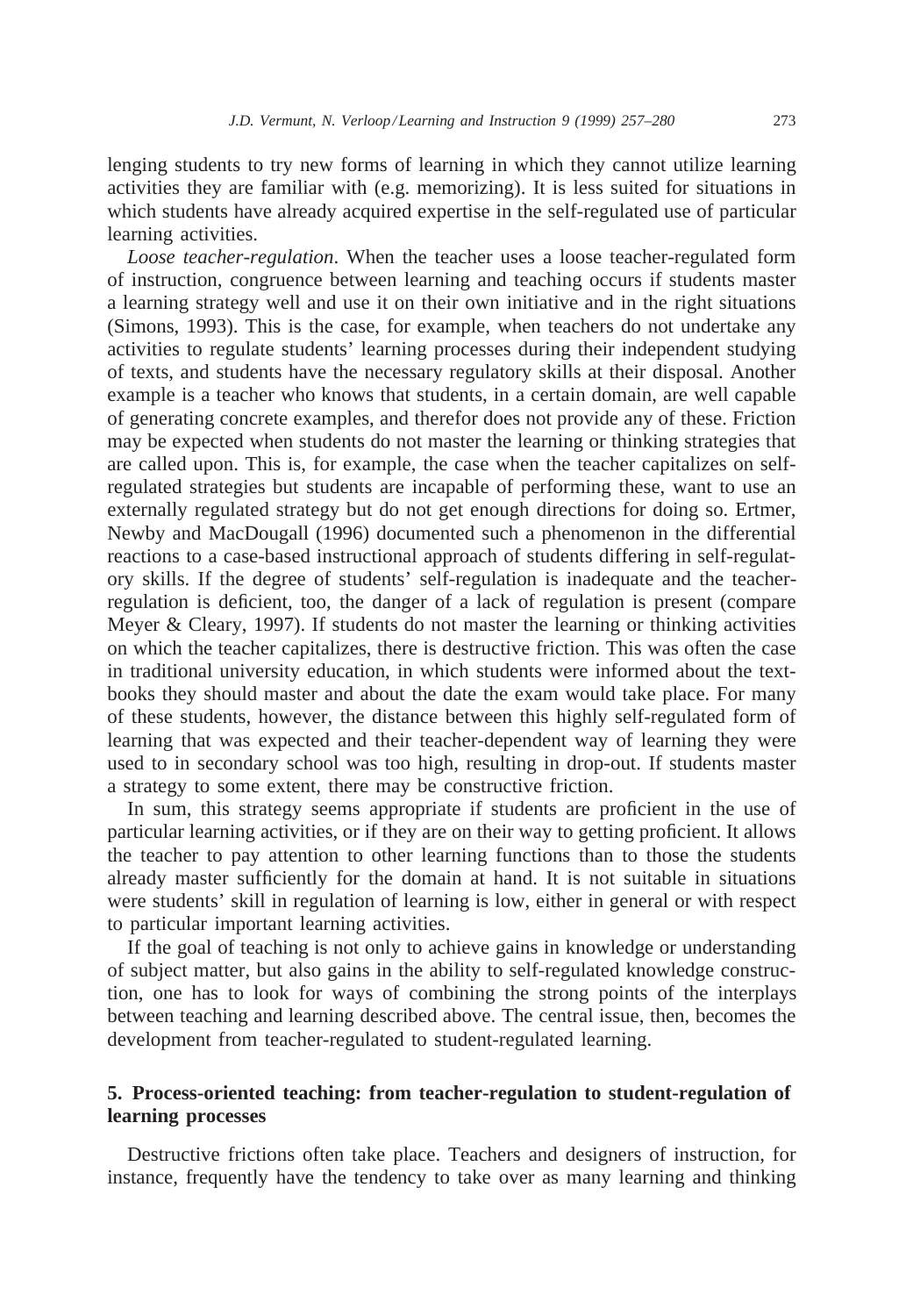lenging students to try new forms of learning in which they cannot utilize learning activities they are familiar with (e.g. memorizing). It is less suited for situations in which students have already acquired expertise in the self-regulated use of particular learning activities.

*Loose teacher-regulation*. When the teacher uses a loose teacher-regulated form of instruction, congruence between learning and teaching occurs if students master a learning strategy well and use it on their own initiative and in the right situations (Simons, 1993). This is the case, for example, when teachers do not undertake any activities to regulate students' learning processes during their independent studying of texts, and students have the necessary regulatory skills at their disposal. Another example is a teacher who knows that students, in a certain domain, are well capable of generating concrete examples, and therefor does not provide any of these. Friction may be expected when students do not master the learning or thinking strategies that are called upon. This is, for example, the case when the teacher capitalizes on self-regulated strategies but students are incapable of performing these, want to use an externally regulated strategy but do not get enough directions for doing so. Ertmer, Newby and MacDougall (1996) documented such a phenomenon in the differential reactions to a case-based instructional approach of students differing in self-regulatory skills. If the degree of students' self-regulation is inadequate and the teacher-regulation is deficient, too, the danger of a lack of regulation is present (compare Meyer & Cleary, 1997). If students do not master the learning or thinking activities on which the teacher capitalizes, there is destructive friction. This was often the case in traditional university education, in which students were informed about the textbooks they should master and about the date the exam would take place. For many of these students, however, the distance between this highly self-regulated form of learning that was expected and their teacher-dependent way of learning they were used to in secondary school was too high, resulting in drop-out. If students master a strategy to some extent, there may be constructive friction.

In sum, this strategy seems appropriate if students are proficient in the use of particular learning activities, or if they are on their way to getting proficient. It allows the teacher to pay attention to other learning functions than to those the students already master sufficiently for the domain at hand. It is not suitable in situations were students' skill in regulation of learning is low, either in general or with respect to particular important learning activities.

If the goal of teaching is not only to achieve gains in knowledge or understanding of subject matter, but also gains in the ability to self-regulated knowledge construction, one has to look for ways of combining the strong points of the interplays between teaching and learning described above. The central issue, then, becomes the development from teacher-regulated to student-regulated learning.

## 5. Process-oriented teaching: from teacher-regulation to student-regulation of learning processes

Destructive frictions often take place. Teachers and designers of instruction, for instance, frequently have the tendency to take over as many learning and thinking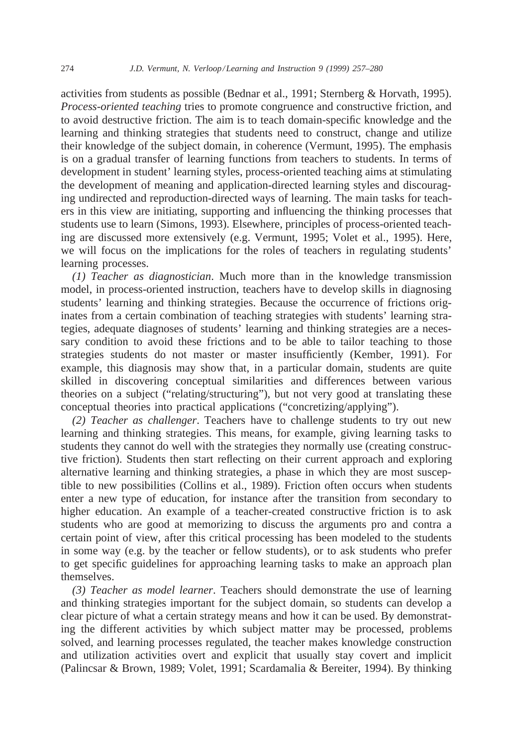activities from students as possible (Bednar et al., 1991; Sternberg & Horvath, 1995). *Process-oriented teaching* tries to promote congruence and constructive friction, and to avoid destructive friction. The aim is to teach domain-specific knowledge and the learning and thinking strategies that students need to construct, change and utilize their knowledge of the subject domain, in coherence (Vermunt, 1995). The emphasis is on a gradual transfer of learning functions from teachers to students. In terms of development in student' learning styles, process-oriented teaching aims at stimulating the development of meaning and application-directed learning styles and discouraging undirected and reproduction-directed ways of learning. The main tasks for teachers in this view are initiating, supporting and influencing the thinking processes that students use to learn (Simons, 1993). Elsewhere, principles of process-oriented teaching are discussed more extensively (e.g. Vermunt, 1995; Volet et al., 1995). Here, we will focus on the implications for the roles of teachers in regulating students' learning processes.

*(1) Teacher as diagnostician*. Much more than in the knowledge transmission model, in process-oriented instruction, teachers have to develop skills in diagnosing students' learning and thinking strategies. Because the occurrence of frictions originates from a certain combination of teaching strategies with students' learning strategies, adequate diagnoses of students' learning and thinking strategies are a necessary condition to avoid these frictions and to be able to tailor teaching to those strategies students do not master or master insufficiently (Kember, 1991). For example, this diagnosis may show that, in a particular domain, students are quite skilled in discovering conceptual similarities and differences between various theories on a subject ("relating/structuring"), but not very good at translating these conceptual theories into practical applications ("concretizing/applying").

*(2) Teacher as challenger*. Teachers have to challenge students to try out new learning and thinking strategies. This means, for example, giving learning tasks to students they cannot do well with the strategies they normally use (creating constructive friction). Students then start reflecting on their current approach and exploring alternative learning and thinking strategies, a phase in which they are most susceptible to new possibilities (Collins et al., 1989). Friction often occurs when students enter a new type of education, for instance after the transition from secondary to higher education. An example of a teacher-created constructive friction is to ask students who are good at memorizing to discuss the arguments pro and contra a certain point of view, after this critical processing has been modeled to the students in some way (e.g. by the teacher or fellow students), or to ask students who prefer to get specific guidelines for approaching learning tasks to make an approach plan themselves.

*(3) Teacher as model learner*. Teachers should demonstrate the use of learning and thinking strategies important for the subject domain, so students can develop a clear picture of what a certain strategy means and how it can be used. By demonstrating the different activities by which subject matter may be processed, problems solved, and learning processes regulated, the teacher makes knowledge construction and utilization activities overt and explicit that usually stay covert and implicit (Palincsar & Brown, 1989; Volet, 1991; Scardamalia & Bereiter, 1994). By thinking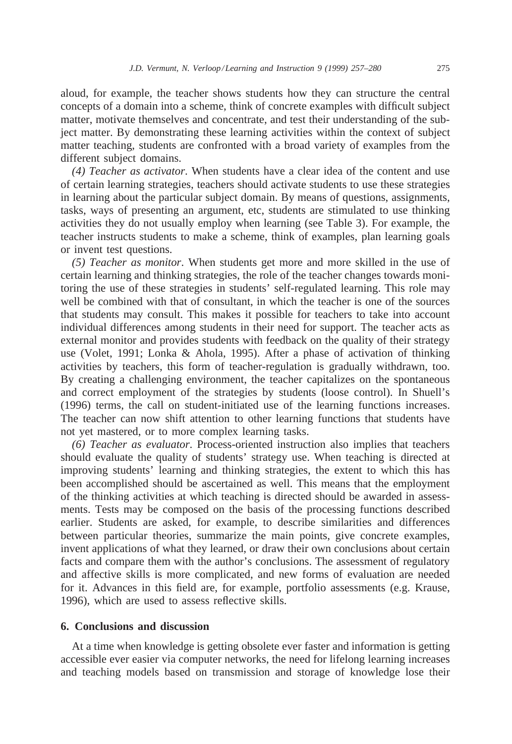aloud, for example, the teacher shows students how they can structure the central concepts of a domain into a scheme, think of concrete examples with difficult subject matter, motivate themselves and concentrate, and test their understanding of the subject matter. By demonstrating these learning activities within the context of subject matter teaching, students are confronted with a broad variety of examples from the different subject domains.

*(4) Teacher as activator.* When students have a clear idea of the content and use of certain learning strategies, teachers should activate students to use these strategies in learning about the particular subject domain. By means of questions, assignments, tasks, ways of presenting an argument, etc, students are stimulated to use thinking activities they do not usually employ when learning (see Table 3). For example, the teacher instructs students to make a scheme, think of examples, plan learning goals or invent test questions.

*(5) Teacher as monitor*. When students get more and more skilled in the use of certain learning and thinking strategies, the role of the teacher changes towards monitoring the use of these strategies in students' self-regulated learning. This role may well be combined with that of consultant, in which the teacher is one of the sources that students may consult. This makes it possible for teachers to take into account individual differences among students in their need for support. The teacher acts as external monitor and provides students with feedback on the quality of their strategy use (Volet, 1991; Lonka & Ahola, 1995). After a phase of activation of thinking activities by teachers, this form of teacher-regulation is gradually withdrawn, too. By creating a challenging environment, the teacher capitalizes on the spontaneous and correct employment of the strategies by students (loose control). In Shuell's (1996) terms, the call on student-initiated use of the learning functions increases. The teacher can now shift attention to other learning functions that students have not yet mastered, or to more complex learning tasks.

*(6) Teacher as evaluator.* Process-oriented instruction also implies that teachers should evaluate the quality of students' strategy use. When teaching is directed at improving students' learning and thinking strategies, the extent to which this has been accomplished should be ascertained as well. This means that the employment of the thinking activities at which teaching is directed should be awarded in assessments. Tests may be composed on the basis of the processing functions described earlier. Students are asked, for example, to describe similarities and differences between particular theories, summarize the main points, give concrete examples, invent applications of what they learned, or draw their own conclusions about certain facts and compare them with the author's conclusions. The assessment of regulatory and affective skills is more complicated, and new forms of evaluation are needed for it. Advances in this field are, for example, portfolio assessments (e.g. Krause, 1996), which are used to assess reflective skills.

## 6. Conclusions and discussion

At a time when knowledge is getting obsolete ever faster and information is getting accessible ever easier via computer networks, the need for lifelong learning increases and teaching models based on transmission and storage of knowledge lose their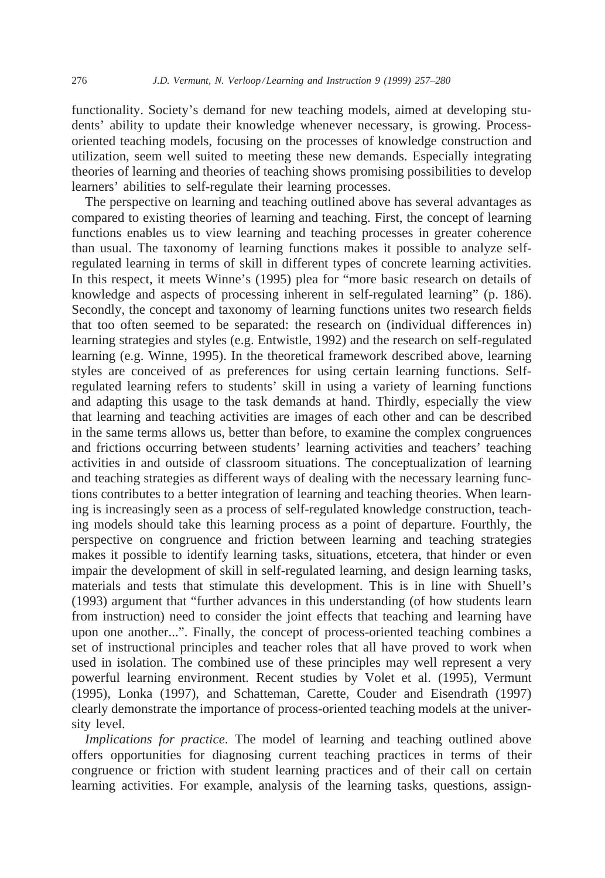functionality. Society's demand for new teaching models, aimed at developing students' ability to update their knowledge whenever necessary, is growing. Process-oriented teaching models, focusing on the processes of knowledge construction and utilization, seem well suited to meeting these new demands. Especially integrating theories of learning and theories of teaching shows promising possibilities to develop learners' abilities to self-regulate their learning processes.

The perspective on learning and teaching outlined above has several advantages as compared to existing theories of learning and teaching. First, the concept of learning functions enables us to view learning and teaching processes in greater coherence than usual. The taxonomy of learning functions makes it possible to analyze self-regulated learning in terms of skill in different types of concrete learning activities. In this respect, it meets Winne's (1995) plea for "more basic research on details of knowledge and aspects of processing inherent in self-regulated learning" (p. 186). Secondly, the concept and taxonomy of learning functions unites two research fields that too often seemed to be separated: the research on (individual differences in) learning strategies and styles (e.g. Entwistle, 1992) and the research on self-regulated learning (e.g. Winne, 1995). In the theoretical framework described above, learning styles are conceived of as preferences for using certain learning functions. Self-regulated learning refers to students' skill in using a variety of learning functions and adapting this usage to the task demands at hand. Thirdly, especially the view that learning and teaching activities are images of each other and can be described in the same terms allows us, better than before, to examine the complex congruences and frictions occurring between students' learning activities and teachers' teaching activities in and outside of classroom situations. The conceptualization of learning and teaching strategies as different ways of dealing with the necessary learning functions contributes to a better integration of learning and teaching theories. When learning is increasingly seen as a process of self-regulated knowledge construction, teaching models should take this learning process as a point of departure. Fourthly, the perspective on congruence and friction between learning and teaching strategies makes it possible to identify learning tasks, situations, etcetera, that hinder or even impair the development of skill in self-regulated learning, and design learning tasks, materials and tests that stimulate this development. This is in line with Shuell's (1993) argument that "further advances in this understanding (of how students learn from instruction) need to consider the joint effects that teaching and learning have upon one another...". Finally, the concept of process-oriented teaching combines a set of instructional principles and teacher roles that all have proved to work when used in isolation. The combined use of these principles may well represent a very powerful learning environment. Recent studies by Volet et al. (1995), Vermunt (1995), Lonka (1997), and Schatteman, Carette, Couder and Eisendrath (1997) clearly demonstrate the importance of process-oriented teaching models at the university level.

*Implications for practice*. The model of learning and teaching outlined above offers opportunities for diagnosing current teaching practices in terms of their congruence or friction with student learning practices and of their call on certain learning activities. For example, analysis of the learning tasks, questions, assign-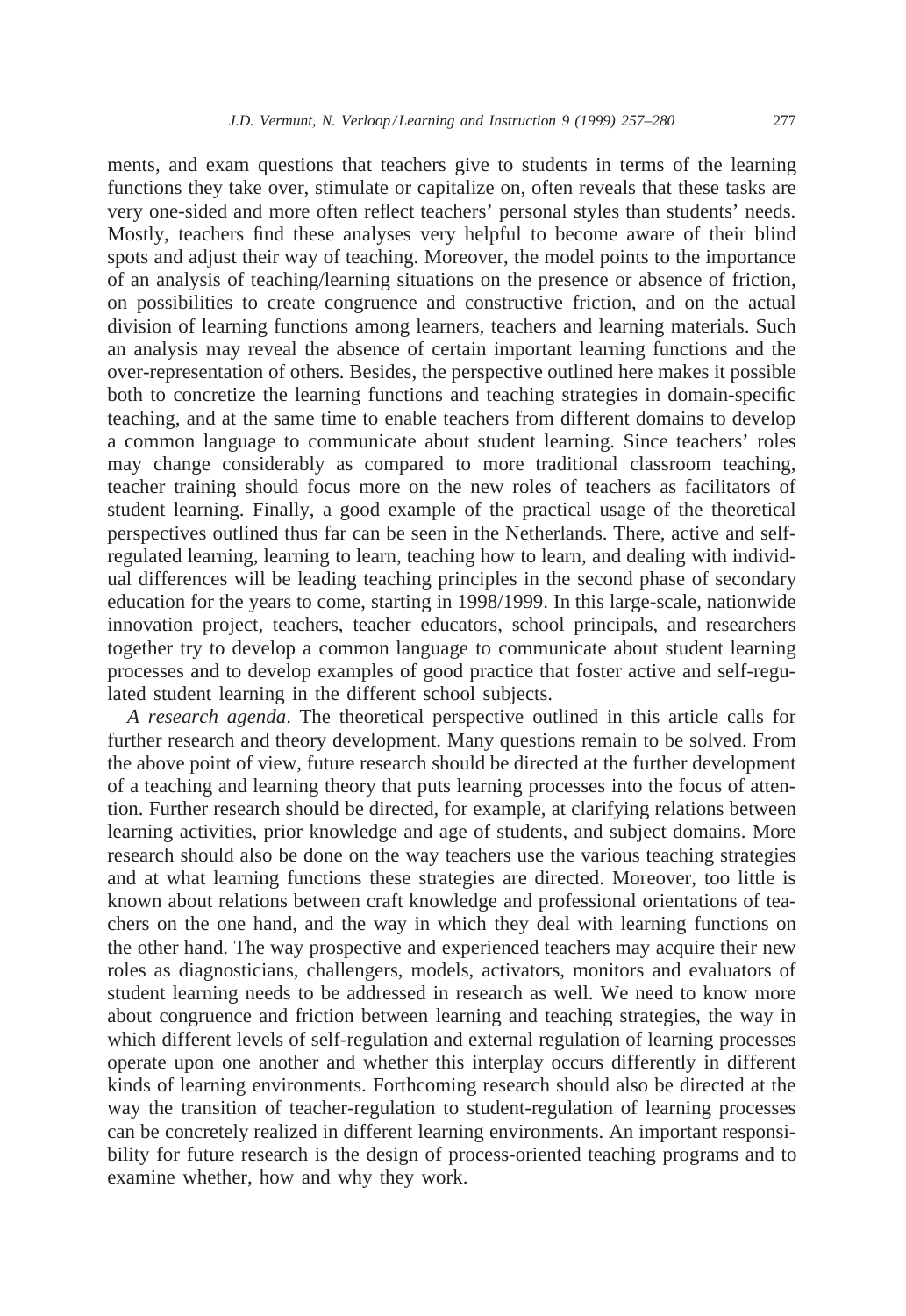ments, and exam questions that teachers give to students in terms of the learning functions they take over, stimulate or capitalize on, often reveals that these tasks are very one-sided and more often reflect teachers' personal styles than students' needs. Mostly, teachers find these analyses very helpful to become aware of their blind spots and adjust their way of teaching. Moreover, the model points to the importance of an analysis of teaching/learning situations on the presence or absence of friction, on possibilities to create congruence and constructive friction, and on the actual division of learning functions among learners, teachers and learning materials. Such an analysis may reveal the absence of certain important learning functions and the over-representation of others. Besides, the perspective outlined here makes it possible both to concretize the learning functions and teaching strategies in domain-specific teaching, and at the same time to enable teachers from different domains to develop a common language to communicate about student learning. Since teachers' roles may change considerably as compared to more traditional classroom teaching, teacher training should focus more on the new roles of teachers as facilitators of student learning. Finally, a good example of the practical usage of the theoretical perspectives outlined thus far can be seen in the Netherlands. There, active and self-regulated learning, learning to learn, teaching how to learn, and dealing with individual differences will be leading teaching principles in the second phase of secondary education for the years to come, starting in 1998/1999. In this large-scale, nationwide innovation project, teachers, teacher educators, school principals, and researchers together try to develop a common language to communicate about student learning processes and to develop examples of good practice that foster active and self-regulated student learning in the different school subjects.

*A research agenda*. The theoretical perspective outlined in this article calls for further research and theory development. Many questions remain to be solved. From the above point of view, future research should be directed at the further development of a teaching and learning theory that puts learning processes into the focus of attention. Further research should be directed, for example, at clarifying relations between learning activities, prior knowledge and age of students, and subject domains. More research should also be done on the way teachers use the various teaching strategies and at what learning functions these strategies are directed. Moreover, too little is known about relations between craft knowledge and professional orientations of teachers on the one hand, and the way in which they deal with learning functions on the other hand. The way prospective and experienced teachers may acquire their new roles as diagnosticians, challengers, models, activators, monitors and evaluators of student learning needs to be addressed in research as well. We need to know more about congruence and friction between learning and teaching strategies, the way in which different levels of self-regulation and external regulation of learning processes operate upon one another and whether this interplay occurs differently in different kinds of learning environments. Forthcoming research should also be directed at the way the transition of teacher-regulation to student-regulation of learning processes can be concretely realized in different learning environments. An important responsibility for future research is the design of process-oriented teaching programs and to examine whether, how and why they work.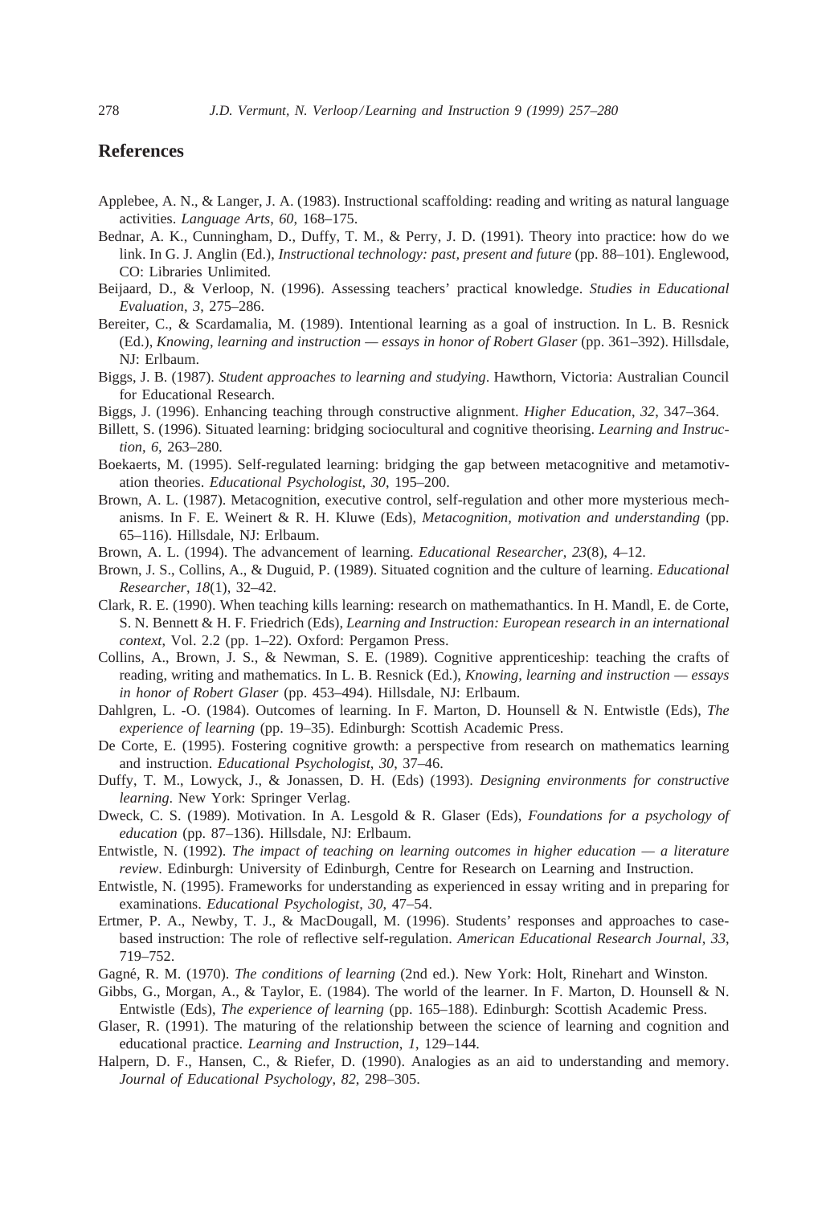## References

Applebee, A. N., & Langer, J. A. (1983). Instructional scaffolding: reading and writing as natural language activities. *Language Arts*, *60*, 168–175.

Bednar, A. K., Cunningham, D., Duffy, T. M., & Perry, J. D. (1991). Theory into practice: how do we link. In G. J. Anglin (Ed.), *Instructional technology: past, present and future* (pp. 88–101). Englewood, CO: Libraries Unlimited.

Beijaard, D., & Verloop, N. (1996). Assessing teachers' practical knowledge. *Studies in Educational Evaluation*, *3*, 275–286.

Bereiter, C., & Scardamalia, M. (1989). Intentional learning as a goal of instruction. In L. B. Resnick (Ed.), *Knowing, learning and instruction — essays in honor of Robert Glaser* (pp. 361–392). Hillsdale, NJ: Erlbaum.

Biggs, J. B. (1987). *Student approaches to learning and studying*. Hawthorn, Victoria: Australian Council for Educational Research.

Biggs, J. (1996). Enhancing teaching through constructive alignment. *Higher Education*, *32*, 347–364.

Billett, S. (1996). Situated learning: bridging sociocultural and cognitive theorising. *Learning and Instruction*, *6*, 263–280.

Boekaerts, M. (1995). Self-regulated learning: bridging the gap between metacognitive and metamotivation theories. *Educational Psychologist*, *30*, 195–200.

Brown, A. L. (1987). Metacognition, executive control, self-regulation and other more mysterious mechanisms. In F. E. Weinert & R. H. Kluwe (Eds), *Metacognition, motivation and understanding* (pp. 65–116). Hillsdale, NJ: Erlbaum.

Brown, A. L. (1994). The advancement of learning. *Educational Researcher*, *23*(8), 4–12.

Brown, J. S., Collins, A., & Duguid, P. (1989). Situated cognition and the culture of learning. *Educational Researcher*, *18*(1), 32–42.

Clark, R. E. (1990). When teaching kills learning: research on mathemathantics. In H. Mandl, E. de Corte, S. N. Bennett & H. F. Friedrich (Eds), *Learning and Instruction: European research in an international context*, Vol. 2.2 (pp. 1–22). Oxford: Pergamon Press.

Collins, A., Brown, J. S., & Newman, S. E. (1989). Cognitive apprenticeship: teaching the crafts of reading, writing and mathematics. In L. B. Resnick (Ed.), *Knowing, learning and instruction — essays in honor of Robert Glaser* (pp. 453–494). Hillsdale, NJ: Erlbaum.

Dahlgren, L. -O. (1984). Outcomes of learning. In F. Marton, D. Hounsell & N. Entwistle (Eds), *The experience of learning* (pp. 19–35). Edinburgh: Scottish Academic Press.

De Corte, E. (1995). Fostering cognitive growth: a perspective from research on mathematics learning and instruction. *Educational Psychologist*, *30*, 37–46.

Duffy, T. M., Lowyck, J., & Jonassen, D. H. (Eds) (1993). *Designing environments for constructive learning*. New York: Springer Verlag.

Dweck, C. S. (1989). Motivation. In A. Lesgold & R. Glaser (Eds), *Foundations for a psychology of education* (pp. 87–136). Hillsdale, NJ: Erlbaum.

Entwistle, N. (1992). *The impact of teaching on learning outcomes in higher education — a literature review*. Edinburgh: University of Edinburgh, Centre for Research on Learning and Instruction.

Entwistle, N. (1995). Frameworks for understanding as experienced in essay writing and in preparing for examinations. *Educational Psychologist*, *30*, 47–54.

Ertmer, P. A., Newby, T. J., & MacDougall, M. (1996). Students' responses and approaches to case-based instruction: The role of reflective self-regulation. *American Educational Research Journal*, *33*, 719–752.

Gagné, R. M. (1970). *The conditions of learning* (2nd ed.). New York: Holt, Rinehart and Winston.

Gibbs, G., Morgan, A., & Taylor, E. (1984). The world of the learner. In F. Marton, D. Hounsell & N. Entwistle (Eds), *The experience of learning* (pp. 165–188). Edinburgh: Scottish Academic Press.

Glaser, R. (1991). The maturing of the relationship between the science of learning and cognition and educational practice. *Learning and Instruction*, *1*, 129–144.

Halpern, D. F., Hansen, C., & Riefer, D. (1990). Analogies as an aid to understanding and memory. *Journal of Educational Psychology*, *82*, 298–305.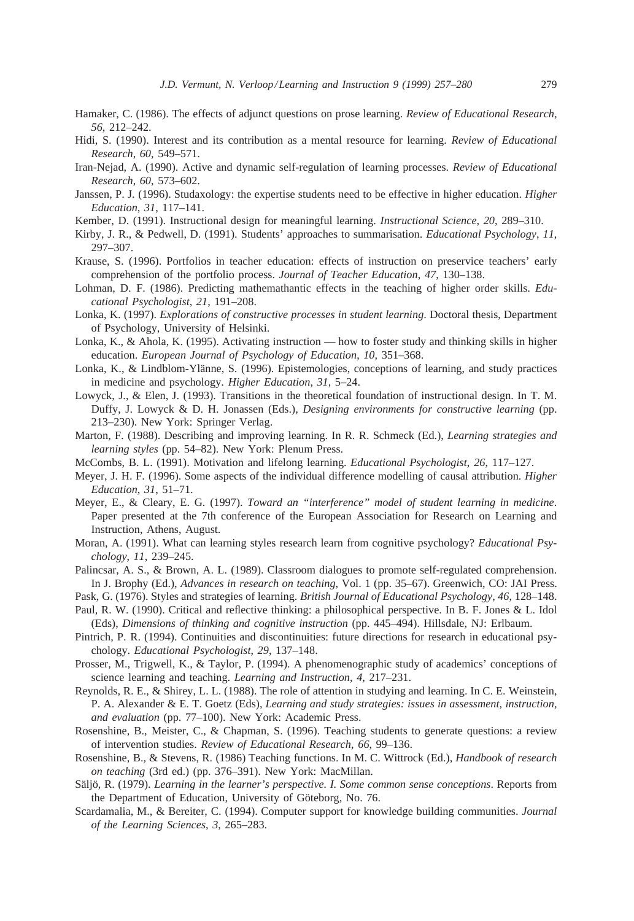Hamaker, C. (1986). The effects of adjunct questions on prose learning. *Review of Educational Research*, *56*, 212–242.

Hidi, S. (1990). Interest and its contribution as a mental resource for learning. *Review of Educational Research*, *60*, 549–571.

Iran-Nejad, A. (1990). Active and dynamic self-regulation of learning processes. *Review of Educational Research*, *60*, 573–602.

Janssen, P. J. (1996). Studaxology: the expertise students need to be effective in higher education. *Higher Education*, *31*, 117–141.

Kember, D. (1991). Instructional design for meaningful learning. *Instructional Science*, *20*, 289–310.

Kirby, J. R., & Pedwell, D. (1991). Students' approaches to summarisation. *Educational Psychology*, *11*, 297–307.

Krause, S. (1996). Portfolios in teacher education: effects of instruction on preservice teachers' early comprehension of the portfolio process. *Journal of Teacher Education*, *47*, 130–138.

Lohman, D. F. (1986). Predicting mathemathantic effects in the teaching of higher order skills. *Educational Psychologist*, *21*, 191–208.

Lonka, K. (1997). *Explorations of constructive processes in student learning*. Doctoral thesis, Department of Psychology, University of Helsinki.

Lonka, K., & Ahola, K. (1995). Activating instruction — how to foster study and thinking skills in higher education. *European Journal of Psychology of Education*, *10*, 351–368.

Lonka, K., & Lindblom-Ylänne, S. (1996). Epistemologies, conceptions of learning, and study practices in medicine and psychology. *Higher Education*, *31*, 5–24.

Lowyck, J., & Elen, J. (1993). Transitions in the theoretical foundation of instructional design. In T. M. Duffy, J. Lowyck & D. H. Jonassen (Eds.), *Designing environments for constructive learning* (pp. 213–230). New York: Springer Verlag.

Marton, F. (1988). Describing and improving learning. In R. R. Schmeck (Ed.), *Learning strategies and learning styles* (pp. 54–82). New York: Plenum Press.

McCombs, B. L. (1991). Motivation and lifelong learning. *Educational Psychologist*, *26*, 117–127.

Meyer, J. H. F. (1996). Some aspects of the individual difference modelling of causal attribution. *Higher Education*, *31*, 51–71.

Meyer, E., & Cleary, E. G. (1997). *Toward an "interference" model of student learning in medicine*. Paper presented at the 7th conference of the European Association for Research on Learning and Instruction, Athens, August.

Moran, A. (1991). What can learning styles research learn from cognitive psychology? *Educational Psychology*, *11*, 239–245.

Palincsar, A. S., & Brown, A. L. (1989). Classroom dialogues to promote self-regulated comprehension. In J. Brophy (Ed.), *Advances in research on teaching*, Vol. 1 (pp. 35–67). Greenwich, CO: JAI Press.

Pask, G. (1976). Styles and strategies of learning. *British Journal of Educational Psychology*, *46*, 128–148.

Paul, R. W. (1990). Critical and reflective thinking: a philosophical perspective. In B. F. Jones & L. Idol (Eds), *Dimensions of thinking and cognitive instruction* (pp. 445–494). Hillsdale, NJ: Erlbaum.

Pintrich, P. R. (1994). Continuities and discontinuities: future directions for research in educational psychology. *Educational Psychologist*, *29*, 137–148.

Prosser, M., Trigwell, K., & Taylor, P. (1994). A phenomenographic study of academics' conceptions of science learning and teaching. *Learning and Instruction*, *4*, 217–231.

Reynolds, R. E., & Shirey, L. L. (1988). The role of attention in studying and learning. In C. E. Weinstein, P. A. Alexander & E. T. Goetz (Eds), *Learning and study strategies: issues in assessment, instruction, and evaluation* (pp. 77–100). New York: Academic Press.

Rosenshine, B., Meister, C., & Chapman, S. (1996). Teaching students to generate questions: a review of intervention studies. *Review of Educational Research*, *66*, 99–136.

Rosenshine, B., & Stevens, R. (1986) Teaching functions. In M. C. Wittrock (Ed.), *Handbook of research on teaching* (3rd ed.) (pp. 376–391). New York: MacMillan.

Säljö, R. (1979). *Learning in the learner's perspective. I. Some common sense conceptions*. Reports from the Department of Education, University of Göteborg, No. 76.

Scardamalia, M., & Bereiter, C. (1994). Computer support for knowledge building communities. *Journal of the Learning Sciences*, *3*, 265–283.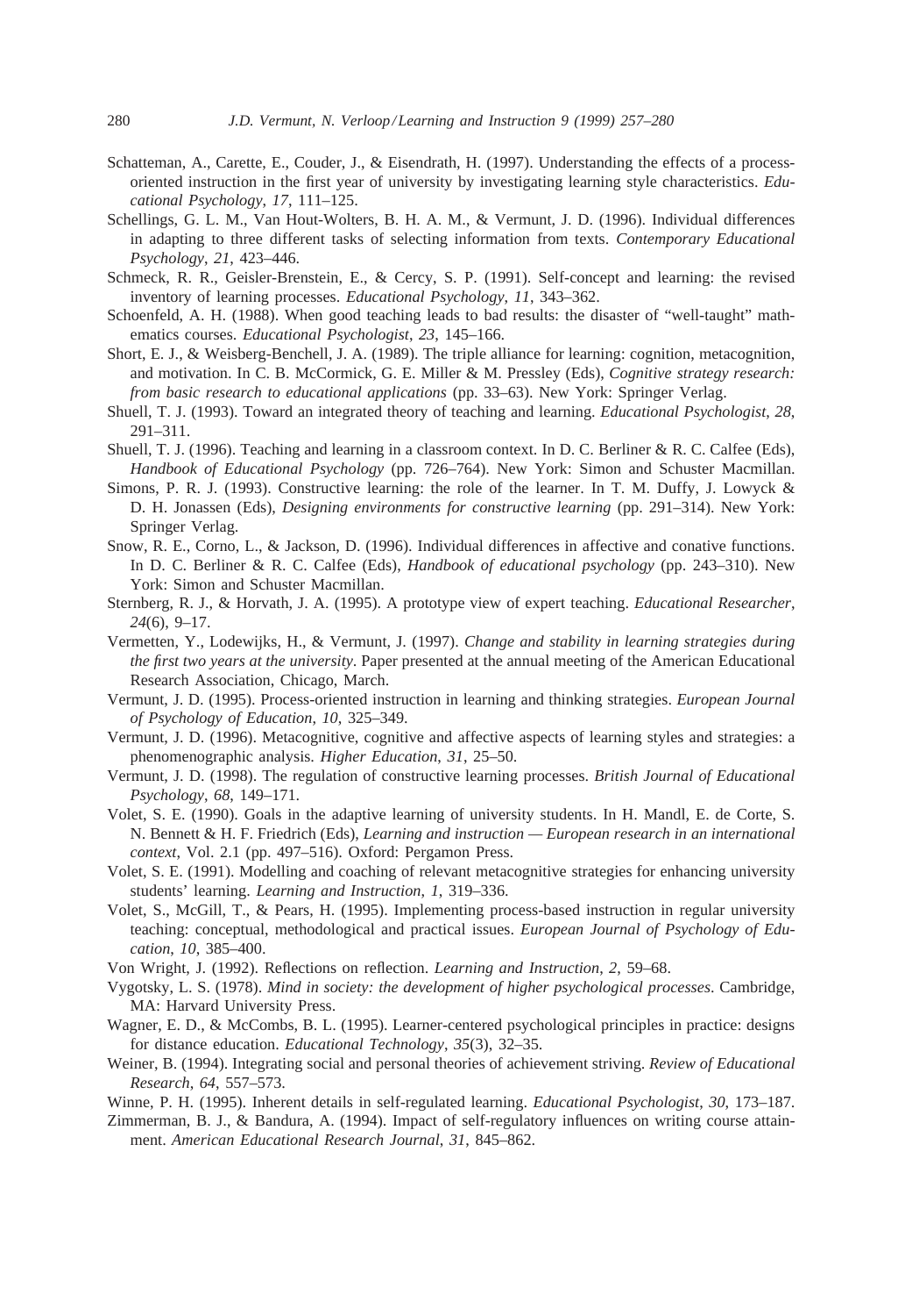Schatteman, A., Carette, E., Couder, J., & Eisendrath, H. (1997). Understanding the effects of a process-oriented instruction in the first year of university by investigating learning style characteristics. *Educational Psychology*, *17*, 111–125.

Schellings, G. L. M., Van Hout-Wolters, B. H. A. M., & Vermunt, J. D. (1996). Individual differences in adapting to three different tasks of selecting information from texts. *Contemporary Educational Psychology*, *21*, 423–446.

Schmeck, R. R., Geisler-Brenstein, E., & Cercy, S. P. (1991). Self-concept and learning: the revised inventory of learning processes. *Educational Psychology*, *11*, 343–362.

Schoenfeld, A. H. (1988). When good teaching leads to bad results: the disaster of "well-taught" mathematics courses. *Educational Psychologist*, *23*, 145–166.

Short, E. J., & Weisberg-Benchell, J. A. (1989). The triple alliance for learning: cognition, metacognition, and motivation. In C. B. McCormick, G. E. Miller & M. Pressley (Eds), *Cognitive strategy research: from basic research to educational applications* (pp. 33–63). New York: Springer Verlag.

Shuell, T. J. (1993). Toward an integrated theory of teaching and learning. *Educational Psychologist*, *28*, 291–311.

Shuell, T. J. (1996). Teaching and learning in a classroom context. In D. C. Berliner & R. C. Calfee (Eds), *Handbook of Educational Psychology* (pp. 726–764). New York: Simon and Schuster Macmillan.

Simons, P. R. J. (1993). Constructive learning: the role of the learner. In T. M. Duffy, J. Lowyck & D. H. Jonassen (Eds), *Designing environments for constructive learning* (pp. 291–314). New York: Springer Verlag.

Snow, R. E., Corno, L., & Jackson, D. (1996). Individual differences in affective and conative functions. In D. C. Berliner & R. C. Calfee (Eds), *Handbook of educational psychology* (pp. 243–310). New York: Simon and Schuster Macmillan.

Sternberg, R. J., & Horvath, J. A. (1995). A prototype view of expert teaching. *Educational Researcher*, *24*(6), 9–17.

Vermetten, Y., Lodewijks, H., & Vermunt, J. (1997). *Change and stability in learning strategies during the first two years at the university*. Paper presented at the annual meeting of the American Educational Research Association, Chicago, March.

Vermunt, J. D. (1995). Process-oriented instruction in learning and thinking strategies. *European Journal of Psychology of Education*, *10*, 325–349.

Vermunt, J. D. (1996). Metacognitive, cognitive and affective aspects of learning styles and strategies: a phenomenographic analysis. *Higher Education*, *31*, 25–50.

Vermunt, J. D. (1998). The regulation of constructive learning processes. *British Journal of Educational Psychology*, *68*, 149–171.

Volet, S. E. (1990). Goals in the adaptive learning of university students. In H. Mandl, E. de Corte, S. N. Bennett & H. F. Friedrich (Eds), *Learning and instruction — European research in an international context*, Vol. 2.1 (pp. 497–516). Oxford: Pergamon Press.

Volet, S. E. (1991). Modelling and coaching of relevant metacognitive strategies for enhancing university students' learning. *Learning and Instruction*, *1*, 319–336.

Volet, S., McGill, T., & Pears, H. (1995). Implementing process-based instruction in regular university teaching: conceptual, methodological and practical issues. *European Journal of Psychology of Education*, *10*, 385–400.

Von Wright, J. (1992). Reflections on reflection. *Learning and Instruction*, *2*, 59–68.

Vygotsky, L. S. (1978). *Mind in society: the development of higher psychological processes*. Cambridge, MA: Harvard University Press.

Wagner, E. D., & McCombs, B. L. (1995). Learner-centered psychological principles in practice: designs for distance education. *Educational Technology*, *35*(3), 32–35.

Weiner, B. (1994). Integrating social and personal theories of achievement striving. *Review of Educational Research*, *64*, 557–573.

Winne, P. H. (1995). Inherent details in self-regulated learning. *Educational Psychologist*, *30*, 173–187.

Zimmerman, B. J., & Bandura, A. (1994). Impact of self-regulatory influences on writing course attainment. *American Educational Research Journal*, *31*, 845–862.